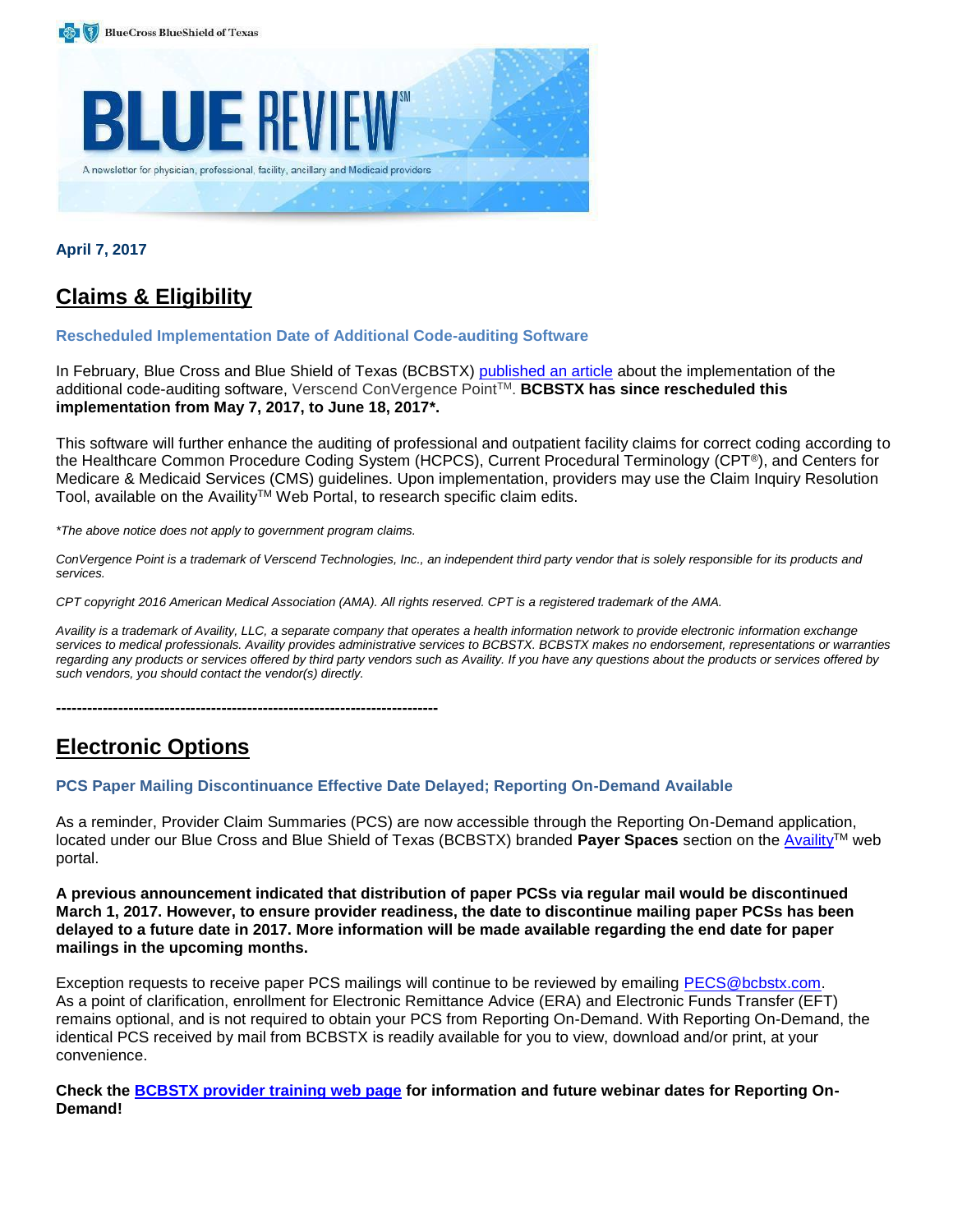BlueCross BlueShield of Texas

# BLUE REVIEW℠

A newsletter for physician, professional, facility, ancillary and Medicaid providers

**April 7, 2017**

## Claims & Eligibility

### Rescheduled Implementation Date of Additional Code-auditing Software

In February, Blue Cross and Blue Shield of Texas (BCBSTX) published an article about the implementation of the additional code-auditing software, Verscend ConVergence Point™. **BCBSTX has since rescheduled this implementation from May 7, 2017, to June 18, 2017*.**

This software will further enhance the auditing of professional and outpatient facility claims for correct coding according to the Healthcare Common Procedure Coding System (HCPCS), Current Procedural Terminology (CPT®), and Centers for Medicare & Medicaid Services (CMS) guidelines. Upon implementation, providers may use the Claim Inquiry Resolution Tool, available on the Availity™ Web Portal, to research specific claim edits.

*\*The above notice does not apply to government program claims.*

*ConVergence Point is a trademark of Verscend Technologies, Inc., an independent third party vendor that is solely responsible for its products and services.*

*CPT copyright 2016 American Medical Association (AMA). All rights reserved. CPT is a registered trademark of the AMA.*

*Availity is a trademark of Availity, LLC, a separate company that operates a health information network to provide electronic information exchange services to medical professionals. Availity provides administrative services to BCBSTX. BCBSTX makes no endorsement, representations or warranties regarding any products or services offered by third party vendors such as Availity. If you have any questions about the products or services offered by such vendors, you should contact the vendor(s) directly.*

---

## Electronic Options

### PCS Paper Mailing Discontinuance Effective Date Delayed; Reporting On-Demand Available

As a reminder, Provider Claim Summaries (PCS) are now accessible through the Reporting On-Demand application, located under our Blue Cross and Blue Shield of Texas (BCBSTX) branded **Payer Spaces** section on the Availity™ web portal.

**A previous announcement indicated that distribution of paper PCSs via regular mail would be discontinued March 1, 2017. However, to ensure provider readiness, the date to discontinue mailing paper PCSs has been delayed to a future date in 2017. More information will be made available regarding the end date for paper mailings in the upcoming months.**

Exception requests to receive paper PCS mailings will continue to be reviewed by emailing PECS@bcbstx.com. As a point of clarification, enrollment for Electronic Remittance Advice (ERA) and Electronic Funds Transfer (EFT) remains optional, and is not required to obtain your PCS from Reporting On-Demand. With Reporting On-Demand, the identical PCS received by mail from BCBSTX is readily available for you to view, download and/or print, at your convenience.

**Check the BCBSTX provider training web page for information and future webinar dates for Reporting On-Demand!**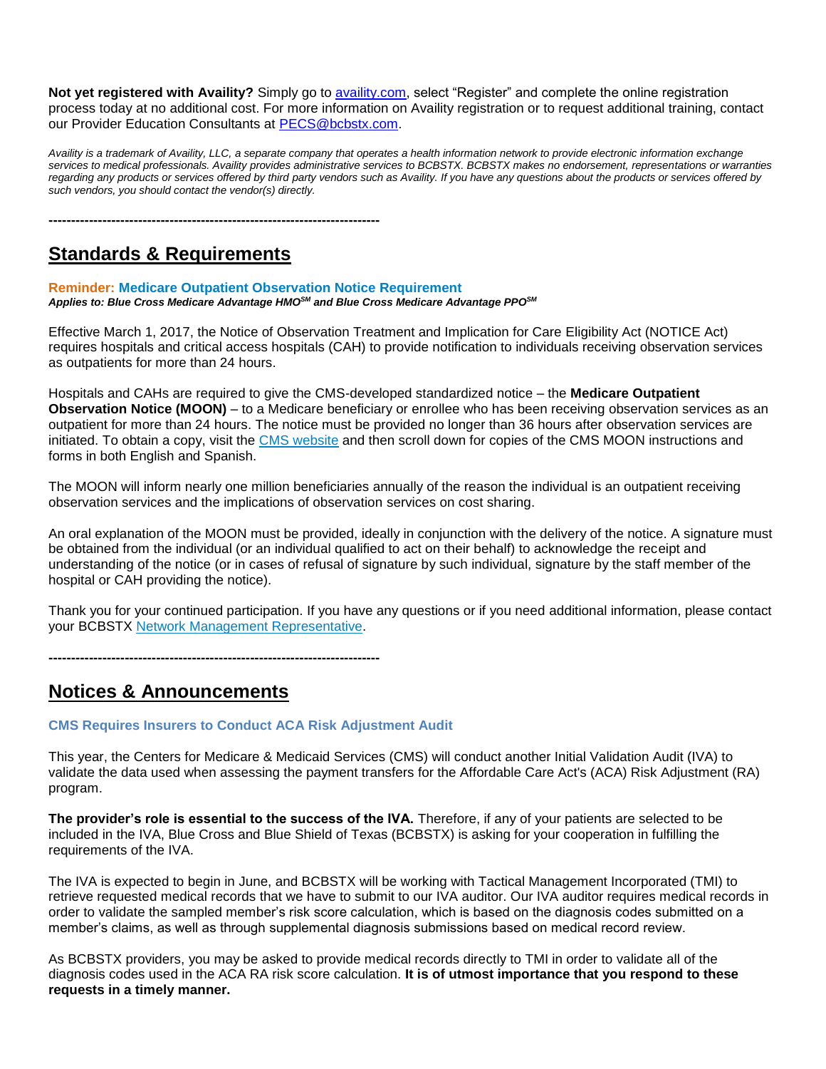**Not yet registered with Availity?** Simply go to [availity.com](availity.com), select "Register" and complete the online registration process today at no additional cost. For more information on Availity registration or to request additional training, contact our Provider Education Consultants at [PECS@bcbstx.com](mailto:PECS@bcbstx.com).

*Availity is a trademark of Availity, LLC, a separate company that operates a health information network to provide electronic information exchange services to medical professionals. Availity provides administrative services to BCBSTX. BCBSTX makes no endorsement, representations or warranties regarding any products or services offered by third party vendors such as Availity. If you have any questions about the products or services offered by such vendors, you should contact the vendor(s) directly.*

**------------------------------------------------------------------------**

## Standards & Requirements

**Reminder: Medicare Outpatient Observation Notice Requirement**
***Applies to: Blue Cross Medicare Advantage HMO[SM] and Blue Cross Medicare Advantage PPO[SM]***

Effective March 1, 2017, the Notice of Observation Treatment and Implication for Care Eligibility Act (NOTICE Act) requires hospitals and critical access hospitals (CAH) to provide notification to individuals receiving observation services as outpatients for more than 24 hours.

Hospitals and CAHs are required to give the CMS-developed standardized notice – the **Medicare Outpatient Observation Notice (MOON)** – to a Medicare beneficiary or enrollee who has been receiving observation services as an outpatient for more than 24 hours. The notice must be provided no longer than 36 hours after observation services are initiated. To obtain a copy, visit the CMS website and then scroll down for copies of the CMS MOON instructions and forms in both English and Spanish.

The MOON will inform nearly one million beneficiaries annually of the reason the individual is an outpatient receiving observation services and the implications of observation services on cost sharing.

An oral explanation of the MOON must be provided, ideally in conjunction with the delivery of the notice. A signature must be obtained from the individual (or an individual qualified to act on their behalf) to acknowledge the receipt and understanding of the notice (or in cases of refusal of signature by such individual, signature by the staff member of the hospital or CAH providing the notice).

Thank you for your continued participation. If you have any questions or if you need additional information, please contact your BCBSTX Network Management Representative.

**------------------------------------------------------------------------**

## Notices & Announcements

**CMS Requires Insurers to Conduct ACA Risk Adjustment Audit**

This year, the Centers for Medicare & Medicaid Services (CMS) will conduct another Initial Validation Audit (IVA) to validate the data used when assessing the payment transfers for the Affordable Care Act's (ACA) Risk Adjustment (RA) program.

**The provider's role is essential to the success of the IVA.** Therefore, if any of your patients are selected to be included in the IVA, Blue Cross and Blue Shield of Texas (BCBSTX) is asking for your cooperation in fulfilling the requirements of the IVA.

The IVA is expected to begin in June, and BCBSTX will be working with Tactical Management Incorporated (TMI) to retrieve requested medical records that we have to submit to our IVA auditor. Our IVA auditor requires medical records in order to validate the sampled member's risk score calculation, which is based on the diagnosis codes submitted on a member's claims, as well as through supplemental diagnosis submissions based on medical record review.

As BCBSTX providers, you may be asked to provide medical records directly to TMI in order to validate all of the diagnosis codes used in the ACA RA risk score calculation. **It is of utmost importance that you respond to these requests in a timely manner.**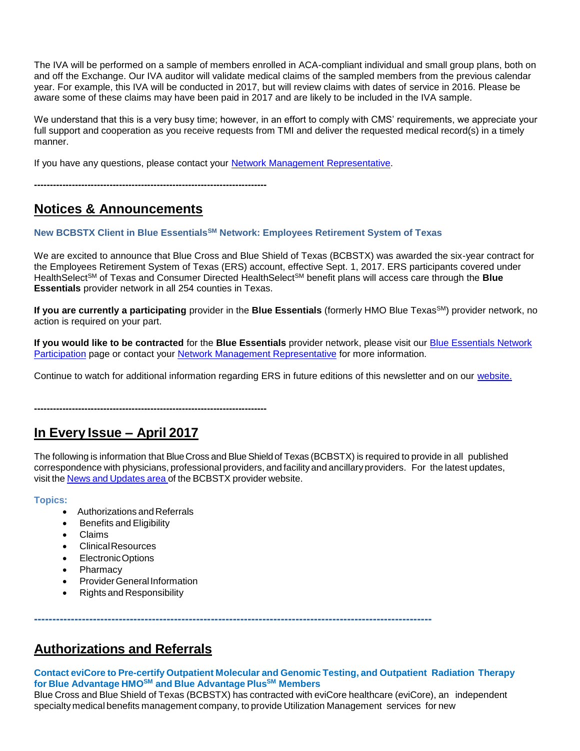The IVA will be performed on a sample of members enrolled in ACA-compliant individual and small group plans, both on and off the Exchange. Our IVA auditor will validate medical claims of the sampled members from the previous calendar year. For example, this IVA will be conducted in 2017, but will review claims with dates of service in 2016. Please be aware some of these claims may have been paid in 2017 and are likely to be included in the IVA sample.

We understand that this is a very busy time; however, in an effort to comply with CMS' requirements, we appreciate your full support and cooperation as you receive requests from TMI and deliver the requested medical record(s) in a timely manner.

If you have any questions, please contact your Network Management Representative.

---------------------------------------------------------------------------

## Notices & Announcements

### New BCBSTX Client in Blue Essentials℠ Network: Employees Retirement System of Texas

We are excited to announce that Blue Cross and Blue Shield of Texas (BCBSTX) was awarded the six-year contract for the Employees Retirement System of Texas (ERS) account, effective Sept. 1, 2017. ERS participants covered under HealthSelect℠ of Texas and Consumer Directed HealthSelect℠ benefit plans will access care through the **Blue Essentials** provider network in all 254 counties in Texas.

**If you are currently a participating** provider in the **Blue Essentials** (formerly HMO Blue Texas℠) provider network, no action is required on your part.

**If you would like to be contracted** for the **Blue Essentials** provider network, please visit our Blue Essentials Network Participation page or contact your Network Management Representative for more information.

Continue to watch for additional information regarding ERS in future editions of this newsletter and on our website.

---------------------------------------------------------------------------

## In Every Issue – April 2017

The following is information that Blue Cross and Blue Shield of Texas (BCBSTX) is required to provide in all published correspondence with physicians, professional providers, and facility and ancillary providers. For the latest updates, visit the News and Updates area of the BCBSTX provider website.

**Topics:**

- Authorizations and Referrals
- Benefits and Eligibility
- Claims
- Clinical Resources
- Electronic Options
- Pharmacy
- Provider General Information
- Rights and Responsibility

---------------------------------------------------------------------------

## Authorizations and Referrals

### Contact eviCore to Pre-certify Outpatient Molecular and Genomic Testing, and Outpatient Radiation Therapy for Blue Advantage HMO℠ and Blue Advantage Plus℠ Members

Blue Cross and Blue Shield of Texas (BCBSTX) has contracted with eviCore healthcare (eviCore), an independent specialty medical benefits management company, to provide Utilization Management services for new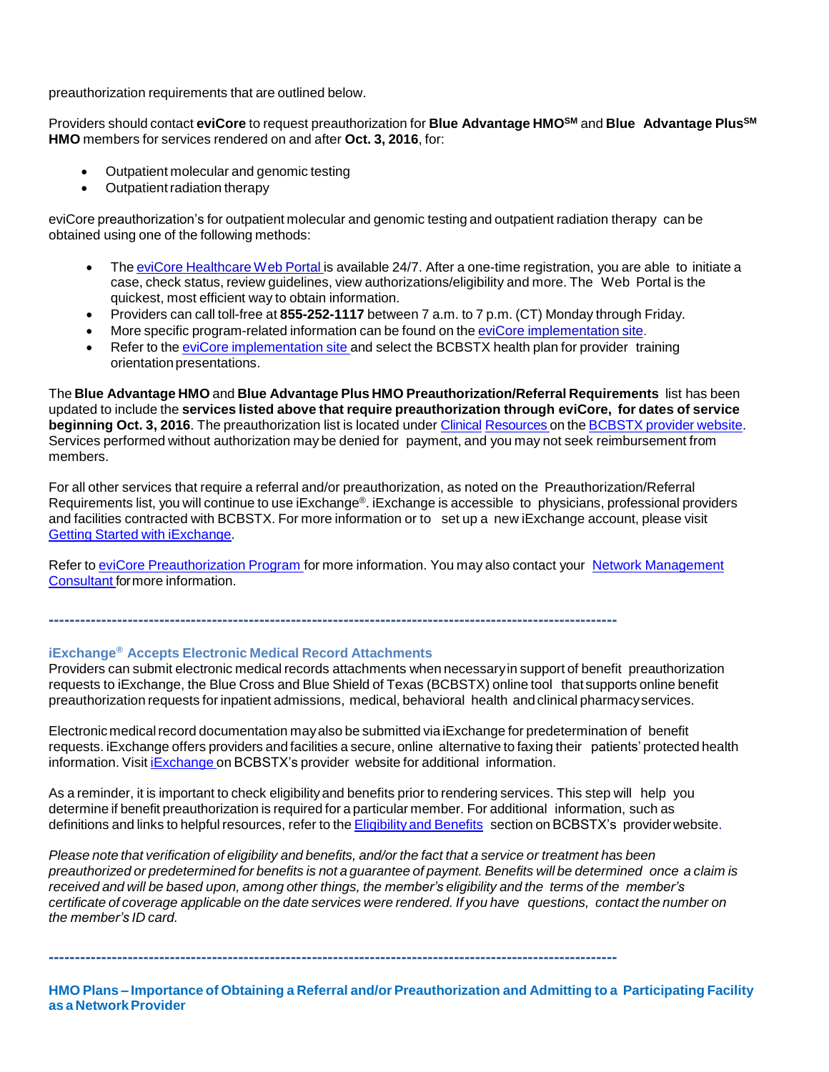preauthorization requirements that are outlined below.

Providers should contact **eviCore** to request preauthorization for **Blue Advantage HMO℠** and **Blue Advantage Plus℠ HMO** members for services rendered on and after **Oct. 3, 2016**, for:

- Outpatient molecular and genomic testing
- Outpatient radiation therapy

eviCore preauthorization's for outpatient molecular and genomic testing and outpatient radiation therapy can be obtained using one of the following methods:

- The eviCore Healthcare Web Portal is available 24/7. After a one-time registration, you are able to initiate a case, check status, review guidelines, view authorizations/eligibility and more. The Web Portal is the quickest, most efficient way to obtain information.
- Providers can call toll-free at **855-252-1117** between 7 a.m. to 7 p.m. (CT) Monday through Friday.
- More specific program-related information can be found on the eviCore implementation site.
- Refer to the eviCore implementation site and select the BCBSTX health plan for provider training orientation presentations.

The **Blue Advantage HMO** and **Blue Advantage Plus HMO Preauthorization/Referral Requirements** list has been updated to include the **services listed above that require preauthorization through eviCore, for dates of service beginning Oct. 3, 2016**. The preauthorization list is located under Clinical Resources on the BCBSTX provider website. Services performed without authorization may be denied for payment, and you may not seek reimbursement from members.

For all other services that require a referral and/or preauthorization, as noted on the Preauthorization/Referral Requirements list, you will continue to use iExchange®. iExchange is accessible to physicians, professional providers and facilities contracted with BCBSTX. For more information or to set up a new iExchange account, please visit Getting Started with iExchange.

Refer to eviCore Preauthorization Program for more information. You may also contact your Network Management Consultant for more information.

---

### iExchange® Accepts Electronic Medical Record Attachments

Providers can submit electronic medical records attachments when necessary in support of benefit preauthorization requests to iExchange, the Blue Cross and Blue Shield of Texas (BCBSTX) online tool that supports online benefit preauthorization requests for inpatient admissions, medical, behavioral health and clinical pharmacy services.

Electronic medical record documentation may also be submitted via iExchange for predetermination of benefit requests. iExchange offers providers and facilities a secure, online alternative to faxing their patients' protected health information. Visit iExchange on BCBSTX's provider website for additional information.

As a reminder, it is important to check eligibility and benefits prior to rendering services. This step will help you determine if benefit preauthorization is required for a particular member. For additional information, such as definitions and links to helpful resources, refer to the Eligibility and Benefits section on BCBSTX's provider website.

*Please note that verification of eligibility and benefits, and/or the fact that a service or treatment has been preauthorized or predetermined for benefits is not a guarantee of payment. Benefits will be determined once a claim is received and will be based upon, among other things, the member's eligibility and the terms of the member's certificate of coverage applicable on the date services were rendered. If you have questions, contact the number on the member's ID card.*

---

### HMO Plans – Importance of Obtaining a Referral and/or Preauthorization and Admitting to a Participating Facility as a Network Provider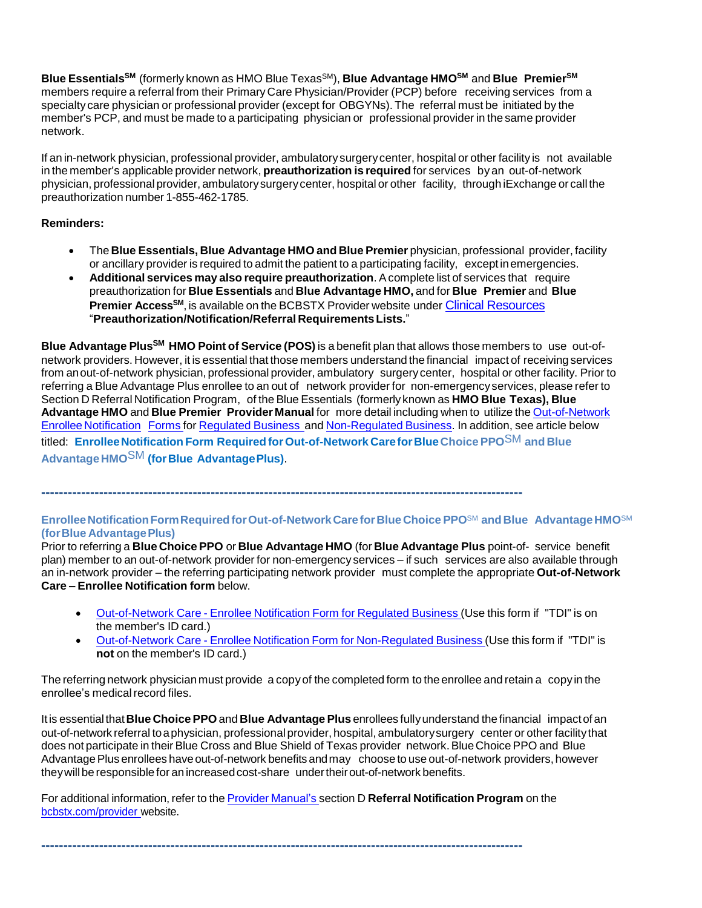**Blue Essentials[SM]** (formerly known as HMO Blue Texas[SM]), **Blue Advantage HMO[SM]** and **Blue Premier[SM]** members require a referral from their Primary Care Physician/Provider (PCP) before receiving services from a specialty care physician or professional provider (except for OBGYNs). The referral must be initiated by the member's PCP, and must be made to a participating physician or professional provider in the same provider network.

If an in-network physician, professional provider, ambulatory surgery center, hospital or other facility is not available in the member's applicable provider network, **preauthorization is required** for services by an out-of-network physician, professional provider, ambulatory surgery center, hospital or other facility, through iExchange or call the preauthorization number 1-855-462-1785.

**Reminders:**

- The **Blue Essentials, Blue Advantage HMO and Blue Premier** physician, professional provider, facility or ancillary provider is required to admit the patient to a participating facility, except in emergencies.
- **Additional services may also require preauthorization**. A complete list of services that require preauthorization for **Blue Essentials** and **Blue Advantage HMO,** and for **Blue Premier** and **Blue Premier Access[SM]**, is available on the BCBSTX Provider website under Clinical Resources "**Preauthorization/Notification/Referral Requirements Lists.**"

**Blue Advantage Plus[SM] HMO Point of Service (POS)** is a benefit plan that allows those members to use out-of-network providers. However, it is essential that those members understand the financial impact of receiving services from an out-of-network physician, professional provider, ambulatory surgery center, hospital or other facility. Prior to referring a Blue Advantage Plus enrollee to an out of network provider for non-emergency services, please refer to Section D Referral Notification Program, of the Blue Essentials (formerly known as **HMO Blue Texas), Blue Advantage HMO** and **Blue Premier Provider Manual** for more detail including when to utilize the Out-of-Network Enrollee Notification Forms for Regulated Business and Non-Regulated Business. In addition, see article below titled: **Enrollee Notification Form Required for Out-of-Network Care for Blue Choice PPO[SM] and Blue Advantage HMO[SM] (for Blue Advantage Plus)**.

---

### Enrollee Notification Form Required for Out-of-Network Care for Blue Choice PPO[SM] and Blue Advantage HMO[SM] (for Blue Advantage Plus)

Prior to referring a **Blue Choice PPO** or **Blue Advantage HMO** (for **Blue Advantage Plus** point-of- service benefit plan) member to an out-of-network provider for non-emergency services – if such services are also available through an in-network provider – the referring participating network provider must complete the appropriate **Out-of-Network Care – Enrollee Notification form** below.

- Out-of-Network Care - Enrollee Notification Form for Regulated Business (Use this form if "TDI" is on the member's ID card.)
- Out-of-Network Care - Enrollee Notification Form for Non-Regulated Business (Use this form if "TDI" is **not** on the member's ID card.)

The referring network physician must provide a copy of the completed form to the enrollee and retain a copy in the enrollee's medical record files.

It is essential that **Blue Choice PPO** and **Blue Advantage Plus** enrollees fully understand the financial impact of an out-of-network referral to a physician, professional provider, hospital, ambulatory surgery center or other facility that does not participate in their Blue Cross and Blue Shield of Texas provider network. Blue Choice PPO and Blue Advantage Plus enrollees have out-of-network benefits and may choose to use out-of-network providers, however they will be responsible for an increased cost-share under their out-of-network benefits.

For additional information, refer to the Provider Manual's section D **Referral Notification Program** on the bcbstx.com/provider website.

---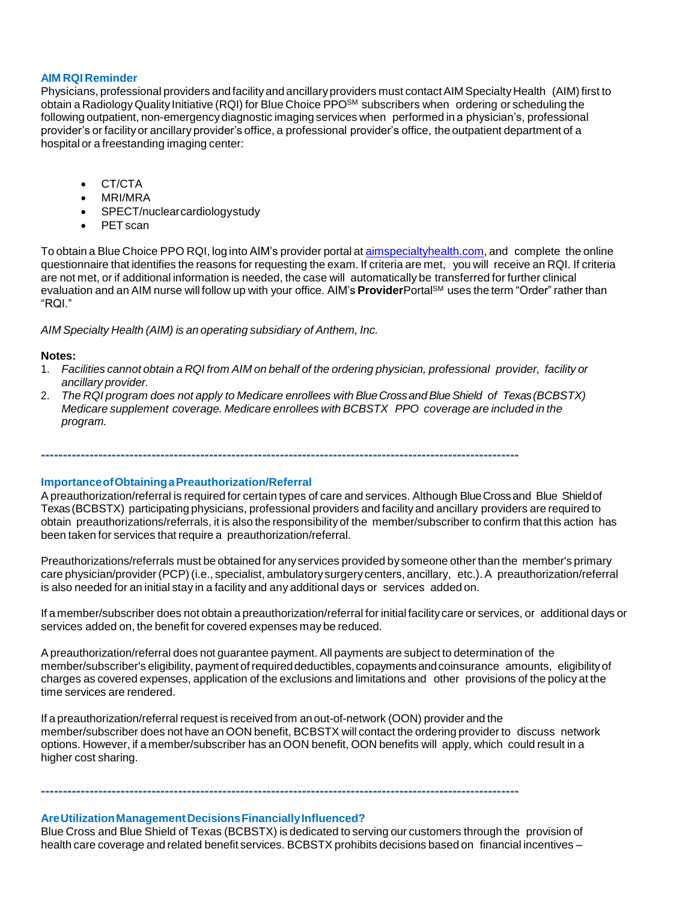### AIM RQI Reminder

Physicians, professional providers and facility and ancillary providers must contact AIM Specialty Health (AIM) first to obtain a Radiology Quality Initiative (RQI) for Blue Choice PPO[SM] subscribers when ordering or scheduling the following outpatient, non-emergency diagnostic imaging services when performed in a physician's, professional provider's or facility or ancillary provider's office, a professional provider's office, the outpatient department of a hospital or a freestanding imaging center:

- CT/CTA
- MRI/MRA
- SPECT/nuclear cardiology study
- PET scan

To obtain a Blue Choice PPO RQI, log into AIM's provider portal at [aimspecialtyhealth.com](aimspecialtyhealth.com), and complete the online questionnaire that identifies the reasons for requesting the exam. If criteria are met, you will receive an RQI. If criteria are not met, or if additional information is needed, the case will automatically be transferred for further clinical evaluation and an AIM nurse will follow up with your office. AIM's **Provider**Portal[SM] uses the term "Order" rather than "RQI."

*AIM Specialty Health (AIM) is an operating subsidiary of Anthem, Inc.*

**Notes:**

1. *Facilities cannot obtain a RQI from AIM on behalf of the ordering physician, professional provider, facility or ancillary provider.*
2. *The RQI program does not apply to Medicare enrollees with Blue Cross and Blue Shield of Texas (BCBSTX) Medicare supplement coverage. Medicare enrollees with BCBSTX PPO coverage are included in the program.*

---

### Importance of Obtaining a Preauthorization/Referral

A preauthorization/referral is required for certain types of care and services. Although Blue Cross and Blue Shield of Texas (BCBSTX) participating physicians, professional providers and facility and ancillary providers are required to obtain preauthorizations/referrals, it is also the responsibility of the member/subscriber to confirm that this action has been taken for services that require a preauthorization/referral.

Preauthorizations/referrals must be obtained for any services provided by someone other than the member's primary care physician/provider (PCP) (i.e., specialist, ambulatory surgery centers, ancillary, etc.). A preauthorization/referral is also needed for an initial stay in a facility and any additional days or services added on.

If a member/subscriber does not obtain a preauthorization/referral for initial facility care or services, or additional days or services added on, the benefit for covered expenses may be reduced.

A preauthorization/referral does not guarantee payment. All payments are subject to determination of the member/subscriber's eligibility, payment of required deductibles, copayments and coinsurance amounts, eligibility of charges as covered expenses, application of the exclusions and limitations and other provisions of the policy at the time services are rendered.

If a preauthorization/referral request is received from an out-of-network (OON) provider and the member/subscriber does not have an OON benefit, BCBSTX will contact the ordering provider to discuss network options. However, if a member/subscriber has an OON benefit, OON benefits will apply, which could result in a higher cost sharing.

---

### Are Utilization Management Decisions Financially Influenced?

Blue Cross and Blue Shield of Texas (BCBSTX) is dedicated to serving our customers through the provision of health care coverage and related benefit services. BCBSTX prohibits decisions based on financial incentives –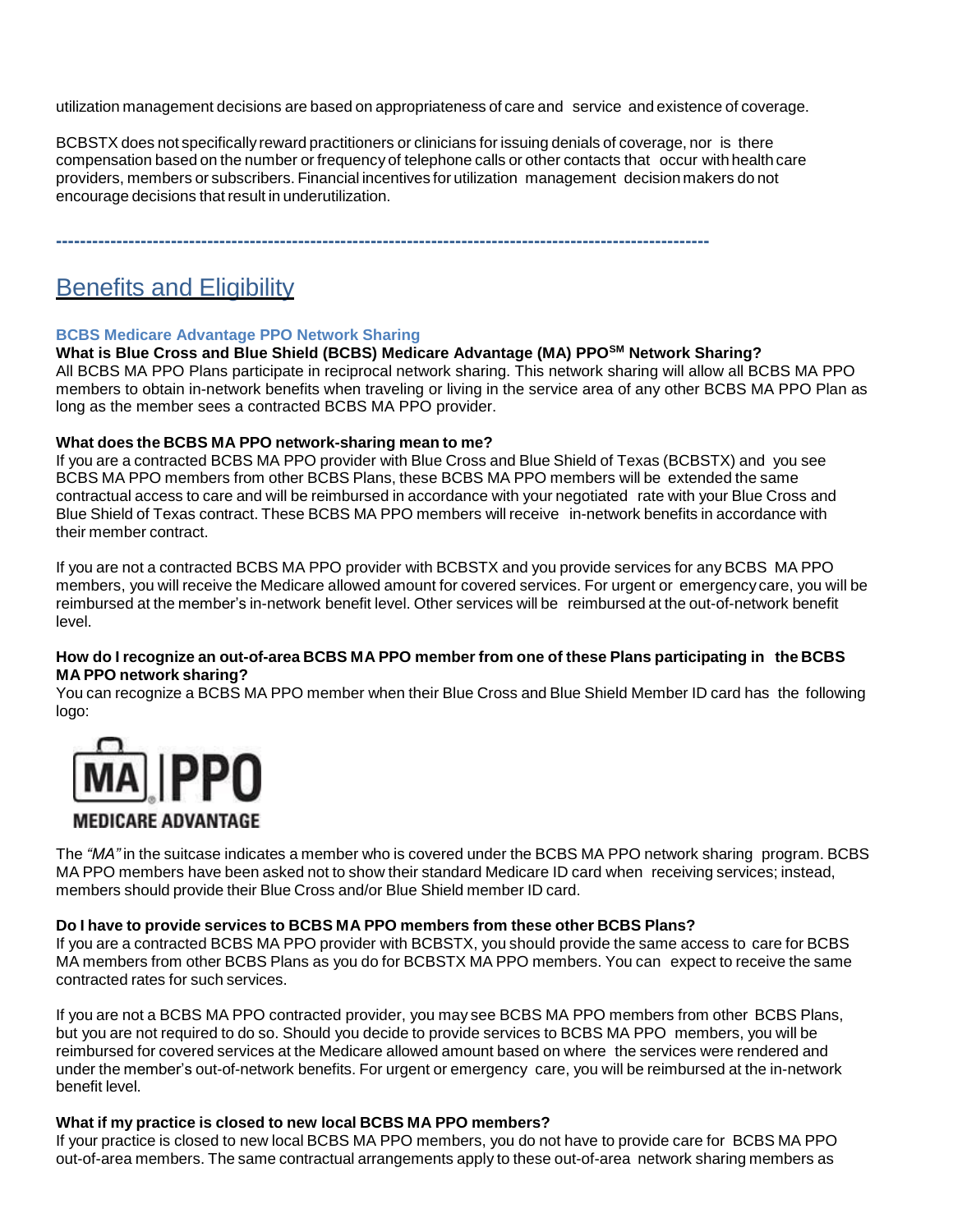utilization management decisions are based on appropriateness of care and service and existence of coverage.

BCBSTX does not specifically reward practitioners or clinicians for issuing denials of coverage, nor is there compensation based on the number or frequency of telephone calls or other contacts that occur with health care providers, members or subscribers. Financial incentives for utilization management decision makers do not encourage decisions that result in underutilization.

---

## Benefits and Eligibility

### BCBS Medicare Advantage PPO Network Sharing

**What is Blue Cross and Blue Shield (BCBS) Medicare Advantage (MA) PPO℠ Network Sharing?**
All BCBS MA PPO Plans participate in reciprocal network sharing. This network sharing will allow all BCBS MA PPO members to obtain in-network benefits when traveling or living in the service area of any other BCBS MA PPO Plan as long as the member sees a contracted BCBS MA PPO provider.

**What does the BCBS MA PPO network-sharing mean to me?**
If you are a contracted BCBS MA PPO provider with Blue Cross and Blue Shield of Texas (BCBSTX) and you see BCBS MA PPO members from other BCBS Plans, these BCBS MA PPO members will be extended the same contractual access to care and will be reimbursed in accordance with your negotiated rate with your Blue Cross and Blue Shield of Texas contract. These BCBS MA PPO members will receive in-network benefits in accordance with their member contract.

If you are not a contracted BCBS MA PPO provider with BCBSTX and you provide services for any BCBS MA PPO members, you will receive the Medicare allowed amount for covered services. For urgent or emergency care, you will be reimbursed at the member's in-network benefit level. Other services will be reimbursed at the out-of-network benefit level.

**How do I recognize an out-of-area BCBS MA PPO member from one of these Plans participating in the BCBS MA PPO network sharing?**
You can recognize a BCBS MA PPO member when their Blue Cross and Blue Shield Member ID card has the following logo:

MA | PPO
MEDICARE ADVANTAGE

The *"MA"* in the suitcase indicates a member who is covered under the BCBS MA PPO network sharing program. BCBS MA PPO members have been asked not to show their standard Medicare ID card when receiving services; instead, members should provide their Blue Cross and/or Blue Shield member ID card.

**Do I have to provide services to BCBS MA PPO members from these other BCBS Plans?**
If you are a contracted BCBS MA PPO provider with BCBSTX, you should provide the same access to care for BCBS MA members from other BCBS Plans as you do for BCBSTX MA PPO members. You can expect to receive the same contracted rates for such services.

If you are not a BCBS MA PPO contracted provider, you may see BCBS MA PPO members from other BCBS Plans, but you are not required to do so. Should you decide to provide services to BCBS MA PPO members, you will be reimbursed for covered services at the Medicare allowed amount based on where the services were rendered and under the member's out-of-network benefits. For urgent or emergency care, you will be reimbursed at the in-network benefit level.

**What if my practice is closed to new local BCBS MA PPO members?**
If your practice is closed to new local BCBS MA PPO members, you do not have to provide care for BCBS MA PPO out-of-area members. The same contractual arrangements apply to these out-of-area network sharing members as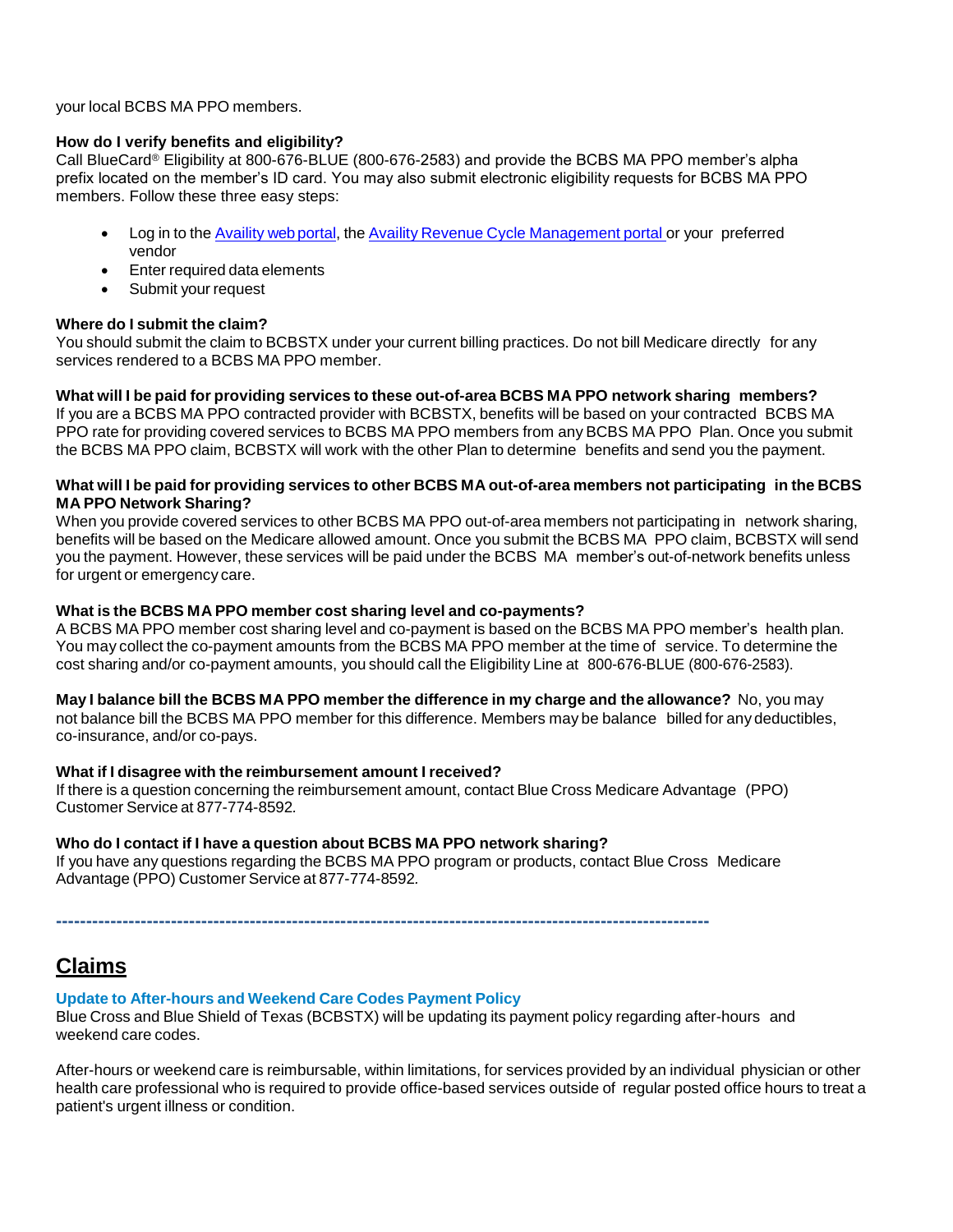your local BCBS MA PPO members.

**How do I verify benefits and eligibility?**
Call BlueCard® Eligibility at 800-676-BLUE (800-676-2583) and provide the BCBS MA PPO member's alpha prefix located on the member's ID card. You may also submit electronic eligibility requests for BCBS MA PPO members. Follow these three easy steps:

- Log in to the Availity web portal, the Availity Revenue Cycle Management portal or your preferred vendor
- Enter required data elements
- Submit your request

**Where do I submit the claim?**
You should submit the claim to BCBSTX under your current billing practices. Do not bill Medicare directly for any services rendered to a BCBS MA PPO member.

**What will I be paid for providing services to these out-of-area BCBS MA PPO network sharing members?**
If you are a BCBS MA PPO contracted provider with BCBSTX, benefits will be based on your contracted BCBS MA PPO rate for providing covered services to BCBS MA PPO members from any BCBS MA PPO Plan. Once you submit the BCBS MA PPO claim, BCBSTX will work with the other Plan to determine benefits and send you the payment.

**What will I be paid for providing services to other BCBS MA out-of-area members not participating in the BCBS MA PPO Network Sharing?**
When you provide covered services to other BCBS MA PPO out-of-area members not participating in network sharing, benefits will be based on the Medicare allowed amount. Once you submit the BCBS MA PPO claim, BCBSTX will send you the payment. However, these services will be paid under the BCBS MA member's out-of-network benefits unless for urgent or emergency care.

**What is the BCBS MA PPO member cost sharing level and co-payments?**
A BCBS MA PPO member cost sharing level and co-payment is based on the BCBS MA PPO member's health plan. You may collect the co-payment amounts from the BCBS MA PPO member at the time of service. To determine the cost sharing and/or co-payment amounts, you should call the Eligibility Line at 800-676-BLUE (800-676-2583).

**May I balance bill the BCBS MA PPO member the difference in my charge and the allowance?** No, you may not balance bill the BCBS MA PPO member for this difference. Members may be balance billed for any deductibles, co-insurance, and/or co-pays.

**What if I disagree with the reimbursement amount I received?**
If there is a question concerning the reimbursement amount, contact Blue Cross Medicare Advantage (PPO) Customer Service at 877-774-8592.

**Who do I contact if I have a question about BCBS MA PPO network sharing?**
If you have any questions regarding the BCBS MA PPO program or products, contact Blue Cross Medicare Advantage (PPO) Customer Service at 877-774-8592.

---

## Claims

### Update to After-hours and Weekend Care Codes Payment Policy

Blue Cross and Blue Shield of Texas (BCBSTX) will be updating its payment policy regarding after-hours and weekend care codes.

After-hours or weekend care is reimbursable, within limitations, for services provided by an individual physician or other health care professional who is required to provide office-based services outside of regular posted office hours to treat a patient's urgent illness or condition.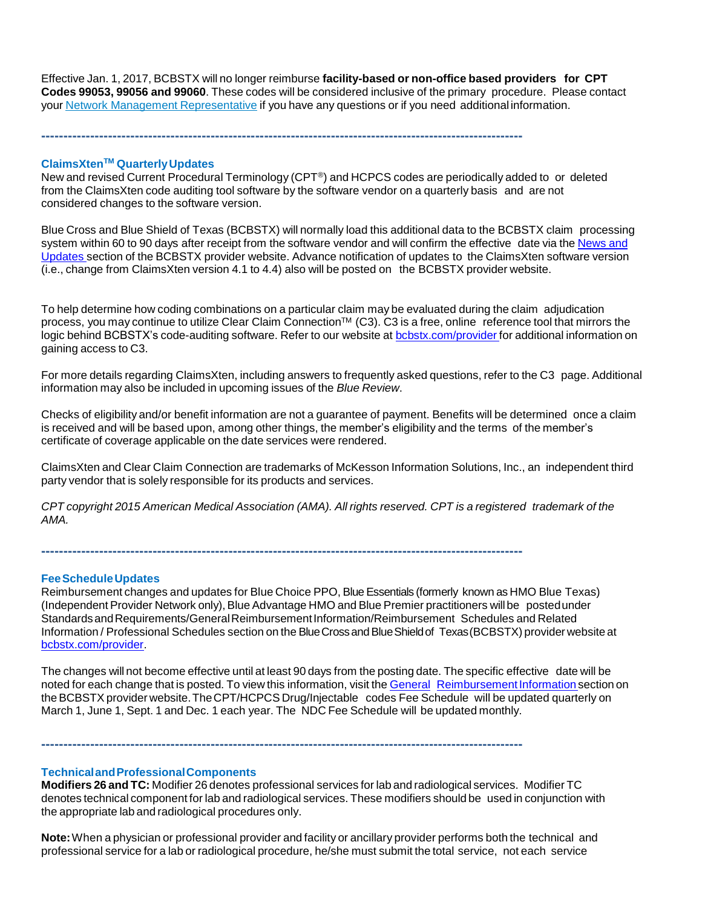Effective Jan. 1, 2017, BCBSTX will no longer reimburse **facility-based or non-office based providers for CPT Codes 99053, 99056 and 99060**. These codes will be considered inclusive of the primary procedure. Please contact your Network Management Representative if you have any questions or if you need additional information.

---

### ClaimsXten™ Quarterly Updates

New and revised Current Procedural Terminology (CPT®) and HCPCS codes are periodically added to or deleted from the ClaimsXten code auditing tool software by the software vendor on a quarterly basis and are not considered changes to the software version.

Blue Cross and Blue Shield of Texas (BCBSTX) will normally load this additional data to the BCBSTX claim processing system within 60 to 90 days after receipt from the software vendor and will confirm the effective date via the News and Updates section of the BCBSTX provider website. Advance notification of updates to the ClaimsXten software version (i.e., change from ClaimsXten version 4.1 to 4.4) also will be posted on the BCBSTX provider website.

To help determine how coding combinations on a particular claim may be evaluated during the claim adjudication process, you may continue to utilize Clear Claim Connection™ (C3). C3 is a free, online reference tool that mirrors the logic behind BCBSTX's code-auditing software. Refer to our website at bcbstx.com/provider for additional information on gaining access to C3.

For more details regarding ClaimsXten, including answers to frequently asked questions, refer to the C3 page. Additional information may also be included in upcoming issues of the *Blue Review*.

Checks of eligibility and/or benefit information are not a guarantee of payment. Benefits will be determined once a claim is received and will be based upon, among other things, the member's eligibility and the terms of the member's certificate of coverage applicable on the date services were rendered.

ClaimsXten and Clear Claim Connection are trademarks of McKesson Information Solutions, Inc., an independent third party vendor that is solely responsible for its products and services.

*CPT copyright 2015 American Medical Association (AMA). All rights reserved. CPT is a registered trademark of the AMA.*

---

### Fee Schedule Updates

Reimbursement changes and updates for Blue Choice PPO, Blue Essentials (formerly known as HMO Blue Texas) (Independent Provider Network only), Blue Advantage HMO and Blue Premier practitioners will be posted under Standards and Requirements/General Reimbursement Information/Reimbursement Schedules and Related Information / Professional Schedules section on the Blue Cross and Blue Shield of Texas (BCBSTX) provider website at bcbstx.com/provider.

The changes will not become effective until at least 90 days from the posting date. The specific effective date will be noted for each change that is posted. To view this information, visit the General Reimbursement Information section on the BCBSTX provider website. The CPT/HCPCS Drug/Injectable codes Fee Schedule will be updated quarterly on March 1, June 1, Sept. 1 and Dec. 1 each year. The NDC Fee Schedule will be updated monthly.

---

### Technical and Professional Components

**Modifiers 26 and TC:** Modifier 26 denotes professional services for lab and radiological services. Modifier TC denotes technical component for lab and radiological services. These modifiers should be used in conjunction with the appropriate lab and radiological procedures only.

**Note:** When a physician or professional provider and facility or ancillary provider performs both the technical and professional service for a lab or radiological procedure, he/she must submit the total service, not each service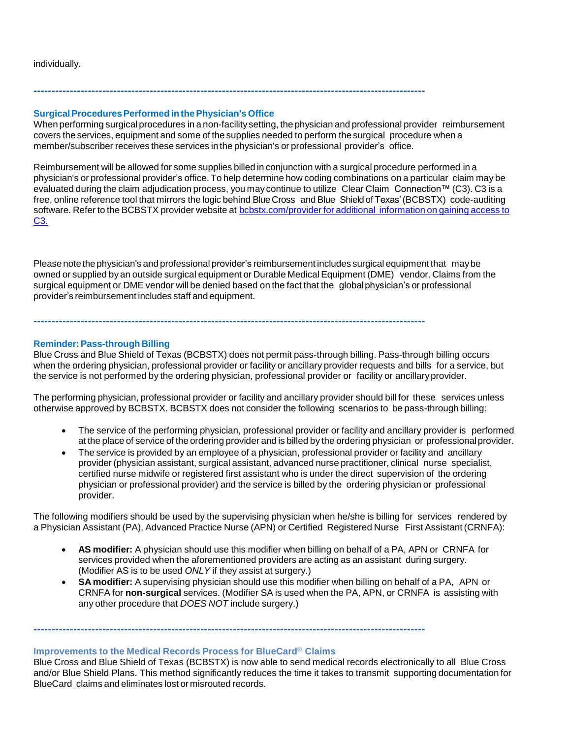individually.

---

### Surgical Procedures Performed in the Physician's Office

When performing surgical procedures in a non-facility setting, the physician and professional provider reimbursement covers the services, equipment and some of the supplies needed to perform the surgical procedure when a member/subscriber receives these services in the physician's or professional provider's office.

Reimbursement will be allowed for some supplies billed in conjunction with a surgical procedure performed in a physician's or professional provider's office. To help determine how coding combinations on a particular claim may be evaluated during the claim adjudication process, you may continue to utilize Clear Claim Connection™ (C3). C3 is a free, online reference tool that mirrors the logic behind Blue Cross and Blue Shield of Texas' (BCBSTX) code-auditing software. Refer to the BCBSTX provider website at [bcbstx.com/provider for additional information on gaining access to C3.](bcbstx.com/provider)

Please note the physician's and professional provider's reimbursement includes surgical equipment that may be owned or supplied by an outside surgical equipment or Durable Medical Equipment (DME) vendor. Claims from the surgical equipment or DME vendor will be denied based on the fact that the global physician's or professional provider's reimbursement includes staff and equipment.

---

### Reminder: Pass-through Billing

Blue Cross and Blue Shield of Texas (BCBSTX) does not permit pass-through billing. Pass-through billing occurs when the ordering physician, professional provider or facility or ancillary provider requests and bills for a service, but the service is not performed by the ordering physician, professional provider or facility or ancillary provider.

The performing physician, professional provider or facility and ancillary provider should bill for these services unless otherwise approved by BCBSTX. BCBSTX does not consider the following scenarios to be pass-through billing:

- The service of the performing physician, professional provider or facility and ancillary provider is performed at the place of service of the ordering provider and is billed by the ordering physician or professional provider.
- The service is provided by an employee of a physician, professional provider or facility and ancillary provider (physician assistant, surgical assistant, advanced nurse practitioner, clinical nurse specialist, certified nurse midwife or registered first assistant who is under the direct supervision of the ordering physician or professional provider) and the service is billed by the ordering physician or professional provider.

The following modifiers should be used by the supervising physician when he/she is billing for services rendered by a Physician Assistant (PA), Advanced Practice Nurse (APN) or Certified Registered Nurse First Assistant (CRNFA):

- **AS modifier:** A physician should use this modifier when billing on behalf of a PA, APN or CRNFA for services provided when the aforementioned providers are acting as an assistant during surgery. (Modifier AS is to be used *ONLY* if they assist at surgery.)
- **SA modifier:** A supervising physician should use this modifier when billing on behalf of a PA, APN or CRNFA for **non-surgical** services. (Modifier SA is used when the PA, APN, or CRNFA is assisting with any other procedure that *DOES NOT* include surgery.)

---

### Improvements to the Medical Records Process for BlueCard® Claims

Blue Cross and Blue Shield of Texas (BCBSTX) is now able to send medical records electronically to all Blue Cross and/or Blue Shield Plans. This method significantly reduces the time it takes to transmit supporting documentation for BlueCard claims and eliminates lost or misrouted records.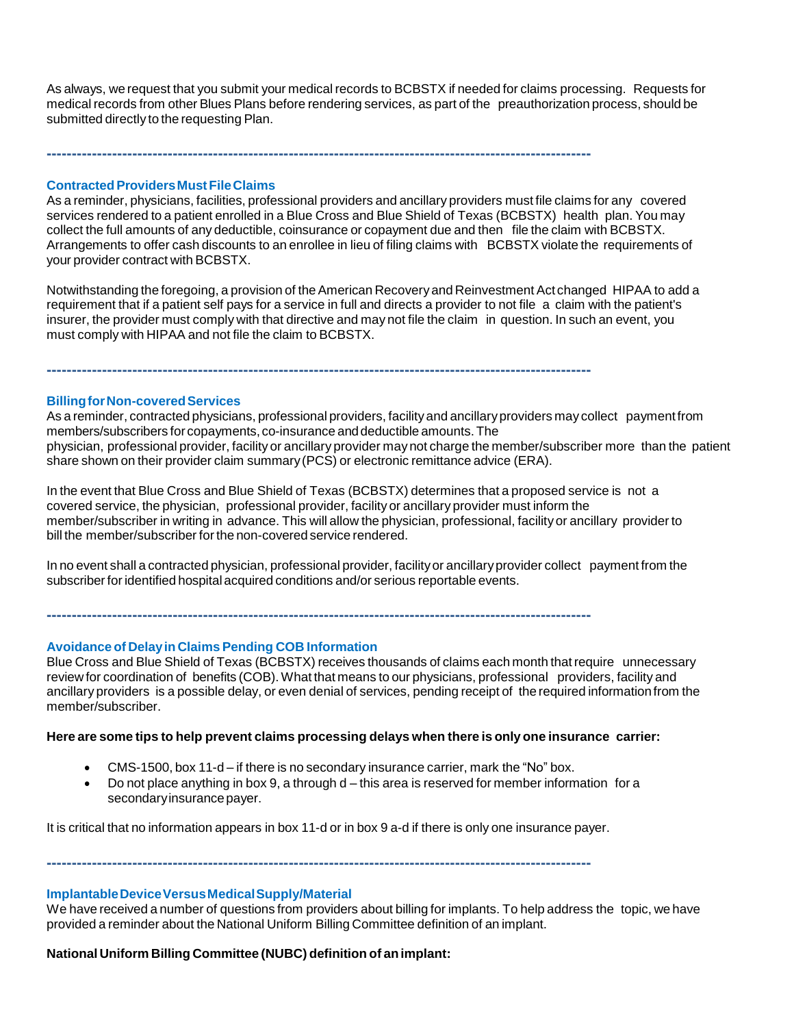As always, we request that you submit your medical records to BCBSTX if needed for claims processing. Requests for medical records from other Blues Plans before rendering services, as part of the preauthorization process, should be submitted directly to the requesting Plan.

---

### Contracted Providers Must File Claims

As a reminder, physicians, facilities, professional providers and ancillary providers must file claims for any covered services rendered to a patient enrolled in a Blue Cross and Blue Shield of Texas (BCBSTX) health plan. You may collect the full amounts of any deductible, coinsurance or copayment due and then file the claim with BCBSTX. Arrangements to offer cash discounts to an enrollee in lieu of filing claims with BCBSTX violate the requirements of your provider contract with BCBSTX.

Notwithstanding the foregoing, a provision of the American Recovery and Reinvestment Act changed HIPAA to add a requirement that if a patient self pays for a service in full and directs a provider to not file a claim with the patient's insurer, the provider must comply with that directive and may not file the claim in question. In such an event, you must comply with HIPAA and not file the claim to BCBSTX.

---

### Billing for Non-covered Services

As a reminder, contracted physicians, professional providers, facility and ancillary providers may collect payment from members/subscribers for copayments, co-insurance and deductible amounts. The physician, professional provider, facility or ancillary provider may not charge the member/subscriber more than the patient share shown on their provider claim summary (PCS) or electronic remittance advice (ERA).

In the event that Blue Cross and Blue Shield of Texas (BCBSTX) determines that a proposed service is not a covered service, the physician, professional provider, facility or ancillary provider must inform the member/subscriber in writing in advance. This will allow the physician, professional, facility or ancillary provider to bill the member/subscriber for the non-covered service rendered.

In no event shall a contracted physician, professional provider, facility or ancillary provider collect payment from the subscriber for identified hospital acquired conditions and/or serious reportable events.

---

### Avoidance of Delay in Claims Pending COB Information

Blue Cross and Blue Shield of Texas (BCBSTX) receives thousands of claims each month that require unnecessary review for coordination of benefits (COB). What that means to our physicians, professional providers, facility and ancillary providers is a possible delay, or even denial of services, pending receipt of the required information from the member/subscriber.

**Here are some tips to help prevent claims processing delays when there is only one insurance carrier:**

- CMS-1500, box 11-d – if there is no secondary insurance carrier, mark the “No” box.
- Do not place anything in box 9, a through d – this area is reserved for member information for a secondary insurance payer.

It is critical that no information appears in box 11-d or in box 9 a-d if there is only one insurance payer.

---

### Implantable Device Versus Medical Supply/Material

We have received a number of questions from providers about billing for implants. To help address the topic, we have provided a reminder about the National Uniform Billing Committee definition of an implant.

**National Uniform Billing Committee (NUBC) definition of an implant:**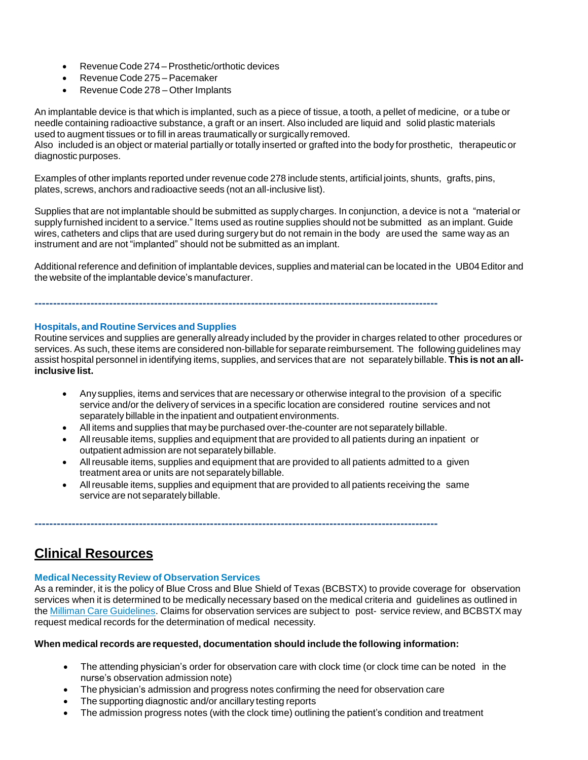- Revenue Code 274 – Prosthetic/orthotic devices
- Revenue Code 275 – Pacemaker
- Revenue Code 278 – Other Implants

An implantable device is that which is implanted, such as a piece of tissue, a tooth, a pellet of medicine, or a tube or needle containing radioactive substance, a graft or an insert. Also included are liquid and solid plastic materials used to augment tissues or to fill in areas traumatically or surgically removed.
Also included is an object or material partially or totally inserted or grafted into the body for prosthetic, therapeutic or diagnostic purposes.

Examples of other implants reported under revenue code 278 include stents, artificial joints, shunts, grafts, pins, plates, screws, anchors and radioactive seeds (not an all-inclusive list).

Supplies that are not implantable should be submitted as supply charges. In conjunction, a device is not a "material or supply furnished incident to a service." Items used as routine supplies should not be submitted as an implant. Guide wires, catheters and clips that are used during surgery but do not remain in the body are used the same way as an instrument and are not "implanted" should not be submitted as an implant.

Additional reference and definition of implantable devices, supplies and material can be located in the UB04 Editor and the website of the implantable device's manufacturer.

---

### Hospitals, and Routine Services and Supplies

Routine services and supplies are generally already included by the provider in charges related to other procedures or services. As such, these items are considered non-billable for separate reimbursement. The following guidelines may assist hospital personnel in identifying items, supplies, and services that are not separately billable. **This is not an all-inclusive list.**

- Any supplies, items and services that are necessary or otherwise integral to the provision of a specific service and/or the delivery of services in a specific location are considered routine services and not separately billable in the inpatient and outpatient environments.
- All items and supplies that may be purchased over-the-counter are not separately billable.
- All reusable items, supplies and equipment that are provided to all patients during an inpatient or outpatient admission are not separately billable.
- All reusable items, supplies and equipment that are provided to all patients admitted to a given treatment area or units are not separately billable.
- All reusable items, supplies and equipment that are provided to all patients receiving the same service are not separately billable.

---

## Clinical Resources

### Medical Necessity Review of Observation Services

As a reminder, it is the policy of Blue Cross and Blue Shield of Texas (BCBSTX) to provide coverage for observation services when it is determined to be medically necessary based on the medical criteria and guidelines as outlined in the Milliman Care Guidelines. Claims for observation services are subject to post- service review, and BCBSTX may request medical records for the determination of medical necessity.

**When medical records are requested, documentation should include the following information:**

- The attending physician's order for observation care with clock time (or clock time can be noted in the nurse's observation admission note)
- The physician's admission and progress notes confirming the need for observation care
- The supporting diagnostic and/or ancillary testing reports
- The admission progress notes (with the clock time) outlining the patient's condition and treatment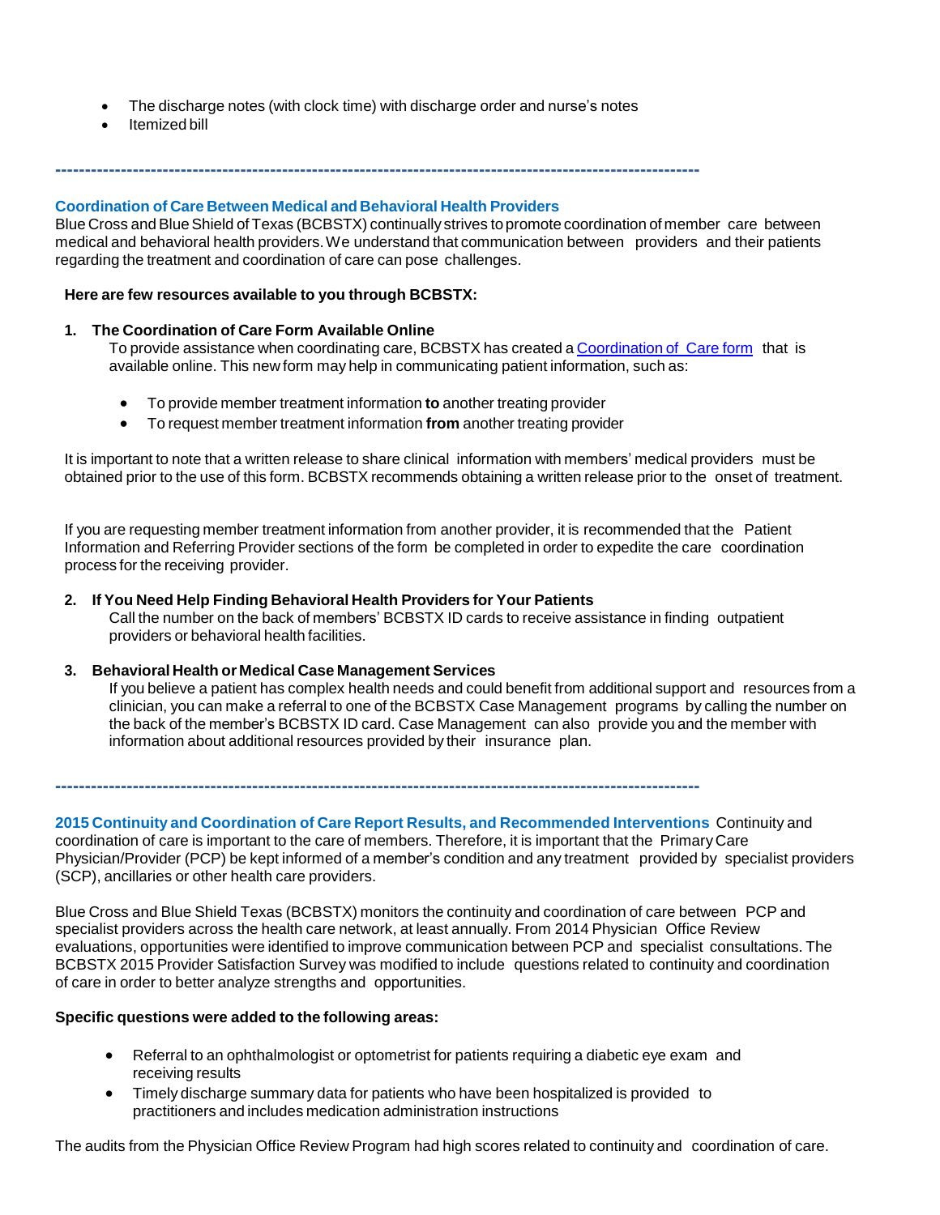- The discharge notes (with clock time) with discharge order and nurse's notes
- Itemized bill

---

## Coordination of Care Between Medical and Behavioral Health Providers

Blue Cross and Blue Shield of Texas (BCBSTX) continually strives to promote coordination of member care between medical and behavioral health providers. We understand that communication between providers and their patients regarding the treatment and coordination of care can pose challenges.

**Here are few resources available to you through BCBSTX:**

1. **The Coordination of Care Form Available Online**
   To provide assistance when coordinating care, BCBSTX has created a Coordination of Care form that is available online. This new form may help in communicating patient information, such as:

   - To provide member treatment information **to** another treating provider
   - To request member treatment information **from** another treating provider

It is important to note that a written release to share clinical information with members' medical providers must be obtained prior to the use of this form. BCBSTX recommends obtaining a written release prior to the onset of treatment.

If you are requesting member treatment information from another provider, it is recommended that the Patient Information and Referring Provider sections of the form be completed in order to expedite the care coordination process for the receiving provider.

2. **If You Need Help Finding Behavioral Health Providers for Your Patients**
   Call the number on the back of members' BCBSTX ID cards to receive assistance in finding outpatient providers or behavioral health facilities.

3. **Behavioral Health or Medical Case Management Services**
   If you believe a patient has complex health needs and could benefit from additional support and resources from a clinician, you can make a referral to one of the BCBSTX Case Management programs by calling the number on the back of the member's BCBSTX ID card. Case Management can also provide you and the member with information about additional resources provided by their insurance plan.

---

**2015 Continuity and Coordination of Care Report Results, and Recommended Interventions** Continuity and coordination of care is important to the care of members. Therefore, it is important that the Primary Care Physician/Provider (PCP) be kept informed of a member's condition and any treatment provided by specialist providers (SCP), ancillaries or other health care providers.

Blue Cross and Blue Shield Texas (BCBSTX) monitors the continuity and coordination of care between PCP and specialist providers across the health care network, at least annually. From 2014 Physician Office Review evaluations, opportunities were identified to improve communication between PCP and specialist consultations. The BCBSTX 2015 Provider Satisfaction Survey was modified to include questions related to continuity and coordination of care in order to better analyze strengths and opportunities.

**Specific questions were added to the following areas:**

- Referral to an ophthalmologist or optometrist for patients requiring a diabetic eye exam and receiving results
- Timely discharge summary data for patients who have been hospitalized is provided to practitioners and includes medication administration instructions

The audits from the Physician Office Review Program had high scores related to continuity and coordination of care.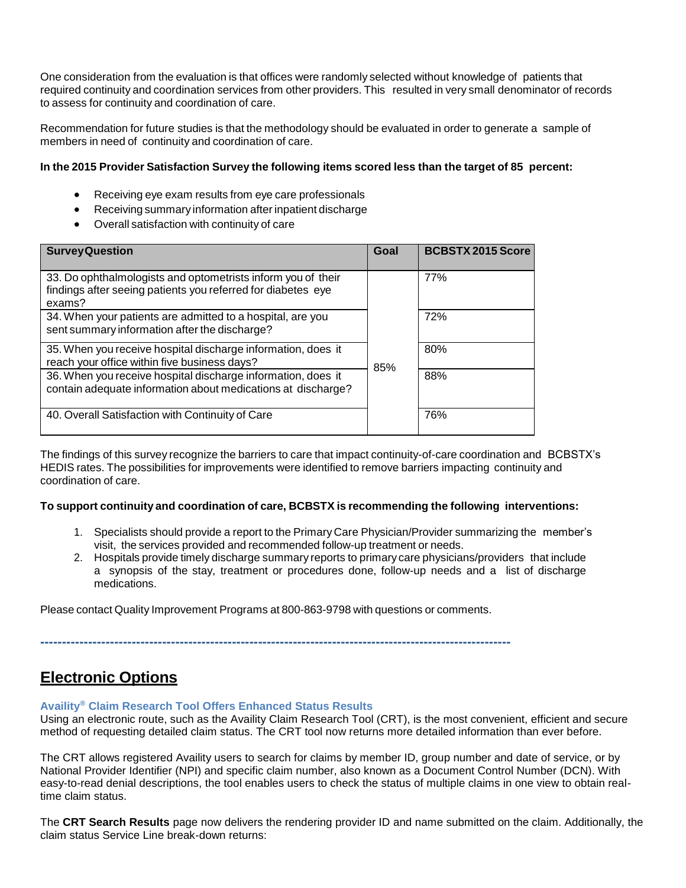One consideration from the evaluation is that offices were randomly selected without knowledge of patients that required continuity and coordination services from other providers. This resulted in very small denominator of records to assess for continuity and coordination of care.

Recommendation for future studies is that the methodology should be evaluated in order to generate a sample of members in need of continuity and coordination of care.

**In the 2015 Provider Satisfaction Survey the following items scored less than the target of 85 percent:**

- Receiving eye exam results from eye care professionals
- Receiving summary information after inpatient discharge
- Overall satisfaction with continuity of care

| Survey Question | Goal | BCBSTX 2015 Score |
|---|---|---|
| 33. Do ophthalmologists and optometrists inform you of their findings after seeing patients you referred for diabetes eye exams? | 85% | 77% |
| 34. When your patients are admitted to a hospital, are you sent summary information after the discharge? | | 72% |
| 35. When you receive hospital discharge information, does it reach your office within five business days? | | 80% |
| 36. When you receive hospital discharge information, does it contain adequate information about medications at discharge? | | 88% |
| 40. Overall Satisfaction with Continuity of Care | | 76% |

The findings of this survey recognize the barriers to care that impact continuity-of-care coordination and BCBSTX's HEDIS rates. The possibilities for improvements were identified to remove barriers impacting continuity and coordination of care.

**To support continuity and coordination of care, BCBSTX is recommending the following interventions:**

1. Specialists should provide a report to the Primary Care Physician/Provider summarizing the member's visit, the services provided and recommended follow-up treatment or needs.
2. Hospitals provide timely discharge summary reports to primary care physicians/providers that include a synopsis of the stay, treatment or procedures done, follow-up needs and a list of discharge medications.

Please contact Quality Improvement Programs at 800-863-9798 with questions or comments.

---

## Electronic Options

### Availity® Claim Research Tool Offers Enhanced Status Results

Using an electronic route, such as the Availity Claim Research Tool (CRT), is the most convenient, efficient and secure method of requesting detailed claim status. The CRT tool now returns more detailed information than ever before.

The CRT allows registered Availity users to search for claims by member ID, group number and date of service, or by National Provider Identifier (NPI) and specific claim number, also known as a Document Control Number (DCN). With easy-to-read denial descriptions, the tool enables users to check the status of multiple claims in one view to obtain real-time claim status.

The **CRT Search Results** page now delivers the rendering provider ID and name submitted on the claim. Additionally, the claim status Service Line break-down returns: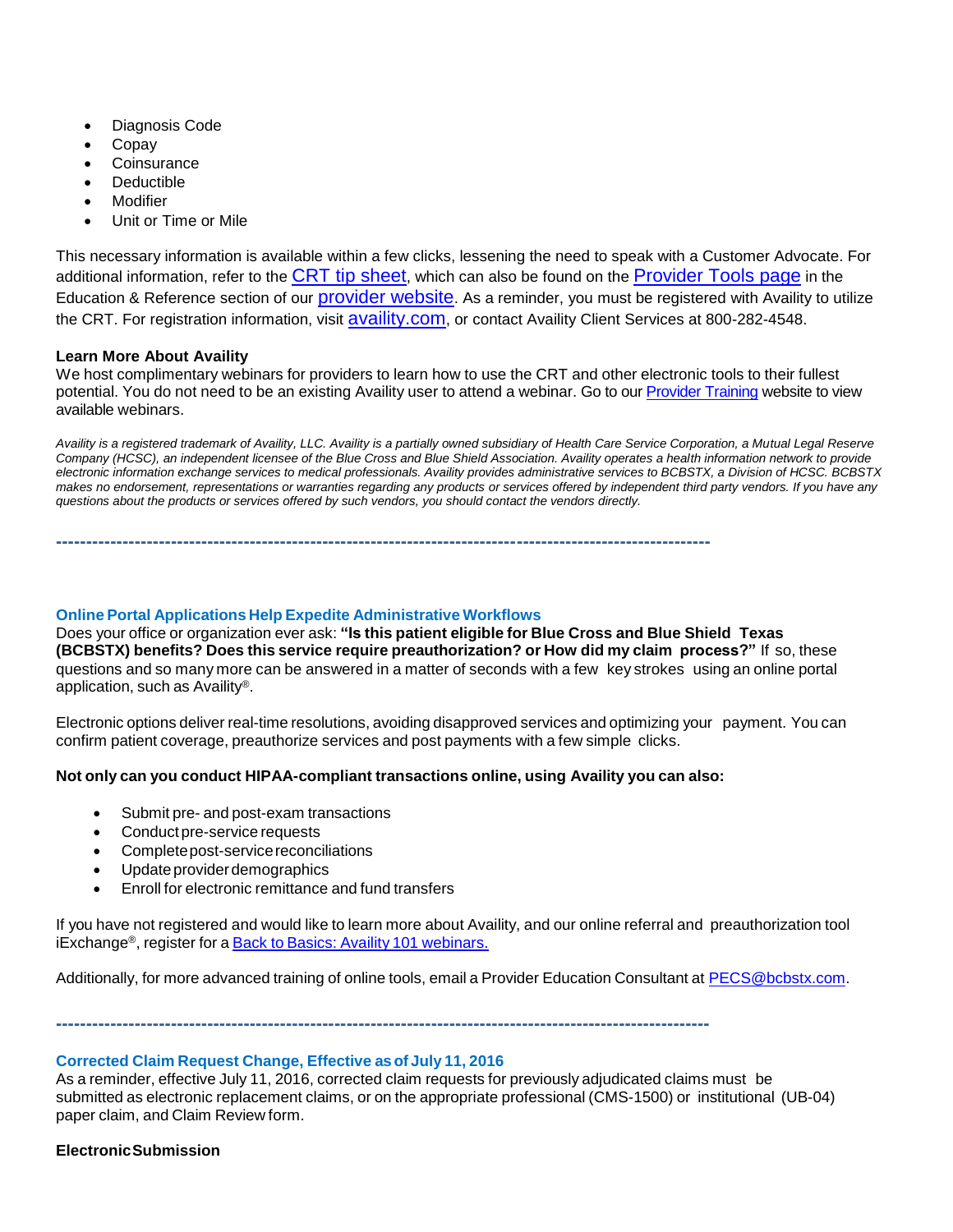- Diagnosis Code
- Copay
- Coinsurance
- Deductible
- Modifier
- Unit or Time or Mile

This necessary information is available within a few clicks, lessening the need to speak with a Customer Advocate. For additional information, refer to the CRT tip sheet, which can also be found on the Provider Tools page in the Education & Reference section of our provider website. As a reminder, you must be registered with Availity to utilize the CRT. For registration information, visit availity.com, or contact Availity Client Services at 800-282-4548.

**Learn More About Availity**
We host complimentary webinars for providers to learn how to use the CRT and other electronic tools to their fullest potential. You do not need to be an existing Availity user to attend a webinar. Go to our Provider Training website to view available webinars.

*Availity is a registered trademark of Availity, LLC. Availity is a partially owned subsidiary of Health Care Service Corporation, a Mutual Legal Reserve Company (HCSC), an independent licensee of the Blue Cross and Blue Shield Association. Availity operates a health information network to provide electronic information exchange services to medical professionals. Availity provides administrative services to BCBSTX, a Division of HCSC. BCBSTX makes no endorsement, representations or warranties regarding any products or services offered by independent third party vendors. If you have any questions about the products or services offered by such vendors, you should contact the vendors directly.*

---

### Online Portal Applications Help Expedite Administrative Workflows

Does your office or organization ever ask: **"Is this patient eligible for Blue Cross and Blue Shield Texas (BCBSTX) benefits? Does this service require preauthorization? or How did my claim process?"** If so, these questions and so many more can be answered in a matter of seconds with a few key strokes using an online portal application, such as Availity®.

Electronic options deliver real-time resolutions, avoiding disapproved services and optimizing your payment. You can confirm patient coverage, preauthorize services and post payments with a few simple clicks.

**Not only can you conduct HIPAA-compliant transactions online, using Availity you can also:**

- Submit pre- and post-exam transactions
- Conduct pre-service requests
- Complete post-service reconciliations
- Update provider demographics
- Enroll for electronic remittance and fund transfers

If you have not registered and would like to learn more about Availity, and our online referral and preauthorization tool iExchange®, register for a Back to Basics: Availity 101 webinars.

Additionally, for more advanced training of online tools, email a Provider Education Consultant at PECS@bcbstx.com.

---

### Corrected Claim Request Change, Effective as of July 11, 2016

As a reminder, effective July 11, 2016, corrected claim requests for previously adjudicated claims must be submitted as electronic replacement claims, or on the appropriate professional (CMS-1500) or institutional (UB-04) paper claim, and Claim Review form.

**Electronic Submission**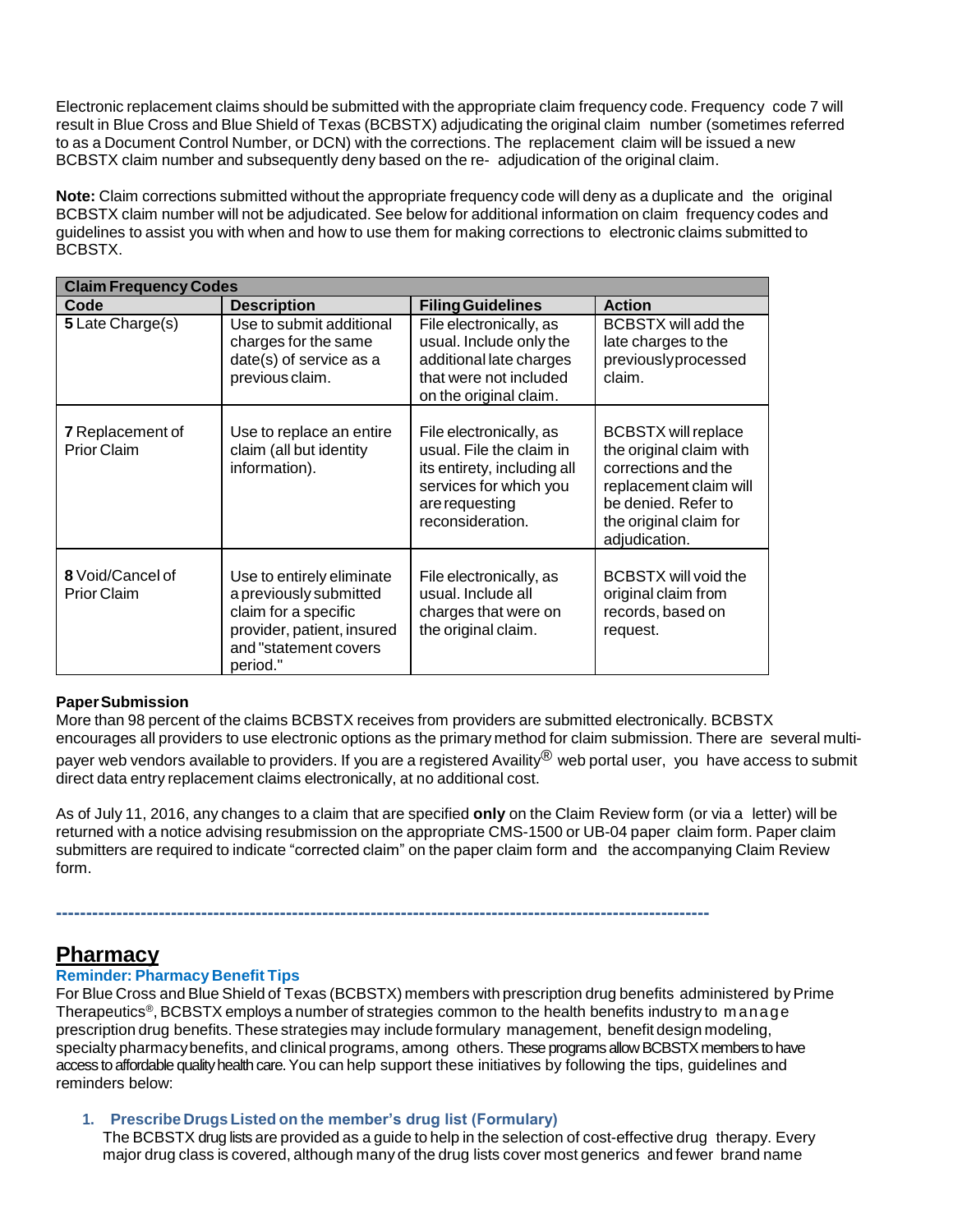Electronic replacement claims should be submitted with the appropriate claim frequency code. Frequency code 7 will result in Blue Cross and Blue Shield of Texas (BCBSTX) adjudicating the original claim number (sometimes referred to as a Document Control Number, or DCN) with the corrections. The replacement claim will be issued a new BCBSTX claim number and subsequently deny based on the re- adjudication of the original claim.

**Note:** Claim corrections submitted without the appropriate frequency code will deny as a duplicate and the original BCBSTX claim number will not be adjudicated. See below for additional information on claim frequency codes and guidelines to assist you with when and how to use them for making corrections to electronic claims submitted to BCBSTX.

| **Claim Frequency Codes** | | | |
|---|---|---|---|
| **Code** | **Description** | **Filing Guidelines** | **Action** |
| **5** Late Charge(s) | Use to submit additional charges for the same date(s) of service as a previous claim. | File electronically, as usual. Include only the additional late charges that were not included on the original claim. | BCBSTX will add the late charges to the previously processed claim. |
| **7** Replacement of Prior Claim | Use to replace an entire claim (all but identity information). | File electronically, as usual. File the claim in its entirety, including all services for which you are requesting reconsideration. | BCBSTX will replace the original claim with corrections and the replacement claim will be denied. Refer to the original claim for adjudication. |
| **8** Void/Cancel of Prior Claim | Use to entirely eliminate a previously submitted claim for a specific provider, patient, insured and "statement covers period." | File electronically, as usual. Include all charges that were on the original claim. | BCBSTX will void the original claim from records, based on request. |

**Paper Submission**

More than 98 percent of the claims BCBSTX receives from providers are submitted electronically. BCBSTX encourages all providers to use electronic options as the primary method for claim submission. There are several multi-payer web vendors available to providers. If you are a registered Availity® web portal user, you have access to submit direct data entry replacement claims electronically, at no additional cost.

As of July 11, 2016, any changes to a claim that are specified **only** on the Claim Review form (or via a letter) will be returned with a notice advising resubmission on the appropriate CMS-1500 or UB-04 paper claim form. Paper claim submitters are required to indicate “corrected claim” on the paper claim form and the accompanying Claim Review form.

---

# Pharmacy

### Reminder: Pharmacy Benefit Tips

For Blue Cross and Blue Shield of Texas (BCBSTX) members with prescription drug benefits administered by Prime Therapeutics®, BCBSTX employs a number of strategies common to the health benefits industry to manage prescription drug benefits. These strategies may include formulary management, benefit design modeling, specialty pharmacy benefits, and clinical programs, among others. These programs allow BCBSTX members to have access to affordable quality health care. You can help support these initiatives by following the tips, guidelines and reminders below:

1. **Prescribe Drugs Listed on the member’s drug list (Formulary)**
   The BCBSTX drug lists are provided as a guide to help in the selection of cost-effective drug therapy. Every major drug class is covered, although many of the drug lists cover most generics and fewer brand name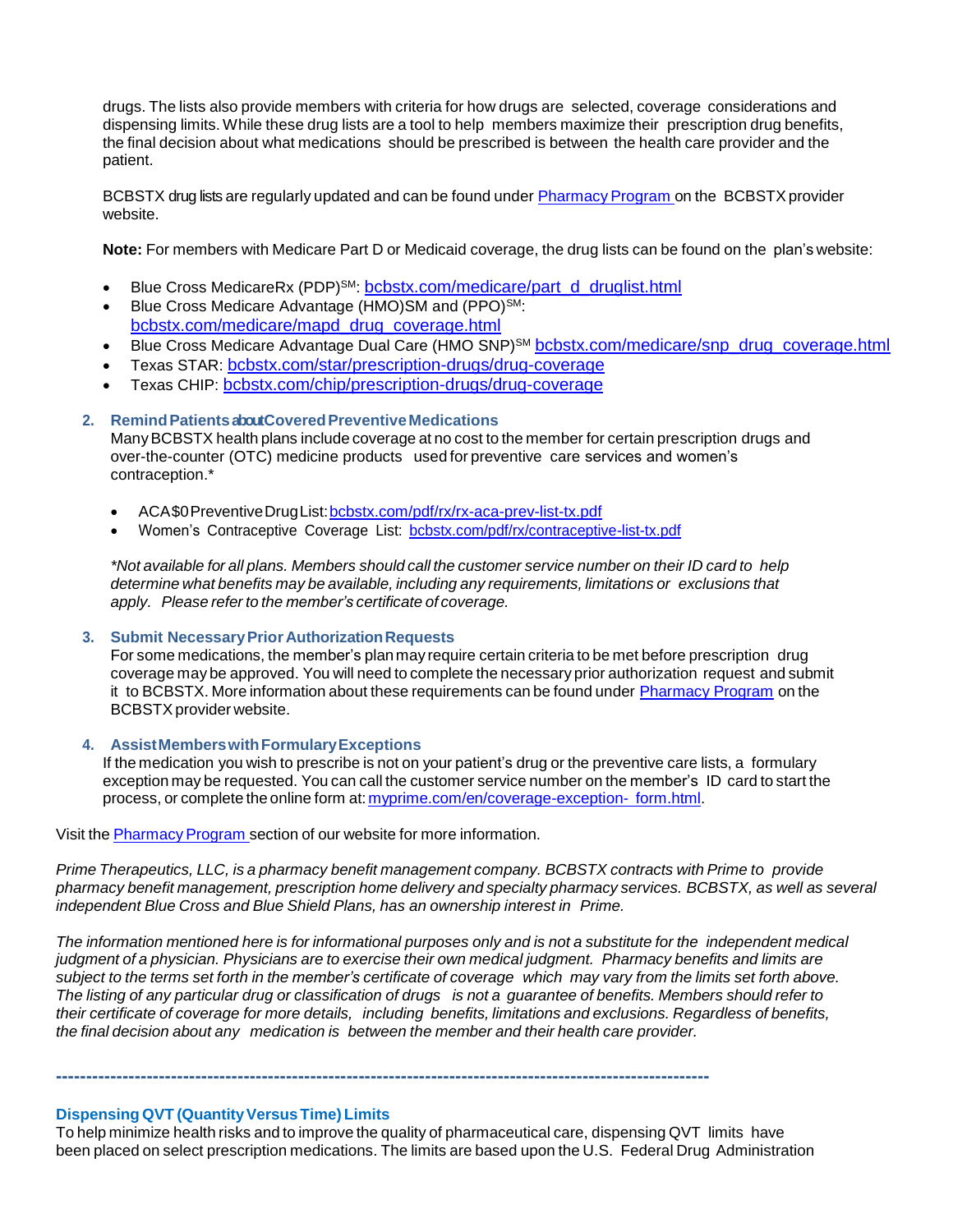drugs. The lists also provide members with criteria for how drugs are selected, coverage considerations and dispensing limits. While these drug lists are a tool to help members maximize their prescription drug benefits, the final decision about what medications should be prescribed is between the health care provider and the patient.

BCBSTX drug lists are regularly updated and can be found under Pharmacy Program on the BCBSTX provider website.

**Note:** For members with Medicare Part D or Medicaid coverage, the drug lists can be found on the plan's website:

- Blue Cross MedicareRx (PDP)SM: bcbstx.com/medicare/part_d_druglist.html
- Blue Cross Medicare Advantage (HMO)SM and (PPO)SM: bcbstx.com/medicare/mapd_drug_coverage.html
- Blue Cross Medicare Advantage Dual Care (HMO SNP)SM bcbstx.com/medicare/snp_drug_coverage.html
- Texas STAR: bcbstx.com/star/prescription-drugs/drug-coverage
- Texas CHIP: bcbstx.com/chip/prescription-drugs/drug-coverage

2. **Remind Patients about Covered Preventive Medications**
   Many BCBSTX health plans include coverage at no cost to the member for certain prescription drugs and over-the-counter (OTC) medicine products used for preventive care services and women's contraception.*

   - ACA $0 Preventive Drug List: bcbstx.com/pdf/rx/rx-aca-prev-list-tx.pdf
   - Women's Contraceptive Coverage List: bcbstx.com/pdf/rx/contraceptive-list-tx.pdf

   *\*Not available for all plans. Members should call the customer service number on their ID card to help determine what benefits may be available, including any requirements, limitations or exclusions that apply. Please refer to the member's certificate of coverage.*

3. **Submit Necessary Prior Authorization Requests**
   For some medications, the member's plan may require certain criteria to be met before prescription drug coverage may be approved. You will need to complete the necessary prior authorization request and submit it to BCBSTX. More information about these requirements can be found under Pharmacy Program on the BCBSTX provider website.

4. **Assist Members with Formulary Exceptions**
   If the medication you wish to prescribe is not on your patient's drug or the preventive care lists, a formulary exception may be requested. You can call the customer service number on the member's ID card to start the process, or complete the online form at: myprime.com/en/coverage-exception- form.html.

Visit the Pharmacy Program section of our website for more information.

*Prime Therapeutics, LLC, is a pharmacy benefit management company. BCBSTX contracts with Prime to provide pharmacy benefit management, prescription home delivery and specialty pharmacy services. BCBSTX, as well as several independent Blue Cross and Blue Shield Plans, has an ownership interest in Prime.*

*The information mentioned here is for informational purposes only and is not a substitute for the independent medical judgment of a physician. Physicians are to exercise their own medical judgment. Pharmacy benefits and limits are subject to the terms set forth in the member's certificate of coverage which may vary from the limits set forth above. The listing of any particular drug or classification of drugs is not a guarantee of benefits. Members should refer to their certificate of coverage for more details, including benefits, limitations and exclusions. Regardless of benefits, the final decision about any medication is between the member and their health care provider.*

---

### Dispensing QVT (Quantity Versus Time) Limits

To help minimize health risks and to improve the quality of pharmaceutical care, dispensing QVT limits have been placed on select prescription medications. The limits are based upon the U.S. Federal Drug Administration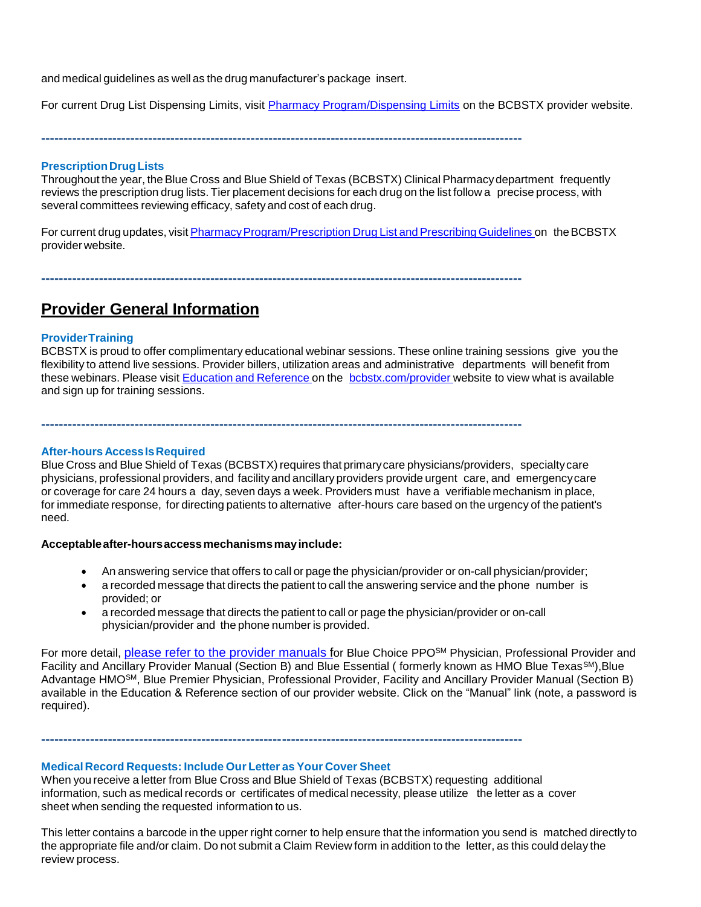and medical guidelines as well as the drug manufacturer's package insert.

For current Drug List Dispensing Limits, visit Pharmacy Program/Dispensing Limits on the BCBSTX provider website.

---

### Prescription Drug Lists

Throughout the year, the Blue Cross and Blue Shield of Texas (BCBSTX) Clinical Pharmacy department frequently reviews the prescription drug lists. Tier placement decisions for each drug on the list follow a precise process, with several committees reviewing efficacy, safety and cost of each drug.

For current drug updates, visit Pharmacy Program/Prescription Drug List and Prescribing Guidelines on the BCBSTX provider website.

---

## Provider General Information

### Provider Training

BCBSTX is proud to offer complimentary educational webinar sessions. These online training sessions give you the flexibility to attend live sessions. Provider billers, utilization areas and administrative departments will benefit from these webinars. Please visit Education and Reference on the bcbstx.com/provider website to view what is available and sign up for training sessions.

---

### After-hours Access Is Required

Blue Cross and Blue Shield of Texas (BCBSTX) requires that primary care physicians/providers, specialty care physicians, professional providers, and facility and ancillary providers provide urgent care, and emergency care or coverage for care 24 hours a day, seven days a week. Providers must have a verifiable mechanism in place, for immediate response, for directing patients to alternative after-hours care based on the urgency of the patient's need.

**Acceptable after-hours access mechanisms may include:**

- An answering service that offers to call or page the physician/provider or on-call physician/provider;
- a recorded message that directs the patient to call the answering service and the phone number is provided; or
- a recorded message that directs the patient to call or page the physician/provider or on-call physician/provider and the phone number is provided.

For more detail, please refer to the provider manuals for Blue Choice PPO℠ Physician, Professional Provider and Facility and Ancillary Provider Manual (Section B) and Blue Essential ( formerly known as HMO Blue Texas℠),Blue Advantage HMO℠, Blue Premier Physician, Professional Provider, Facility and Ancillary Provider Manual (Section B) available in the Education & Reference section of our provider website. Click on the "Manual" link (note, a password is required).

---

### Medical Record Requests: Include Our Letter as Your Cover Sheet

When you receive a letter from Blue Cross and Blue Shield of Texas (BCBSTX) requesting additional information, such as medical records or certificates of medical necessity, please utilize the letter as a cover sheet when sending the requested information to us.

This letter contains a barcode in the upper right corner to help ensure that the information you send is matched directly to the appropriate file and/or claim. Do not submit a Claim Review form in addition to the letter, as this could delay the review process.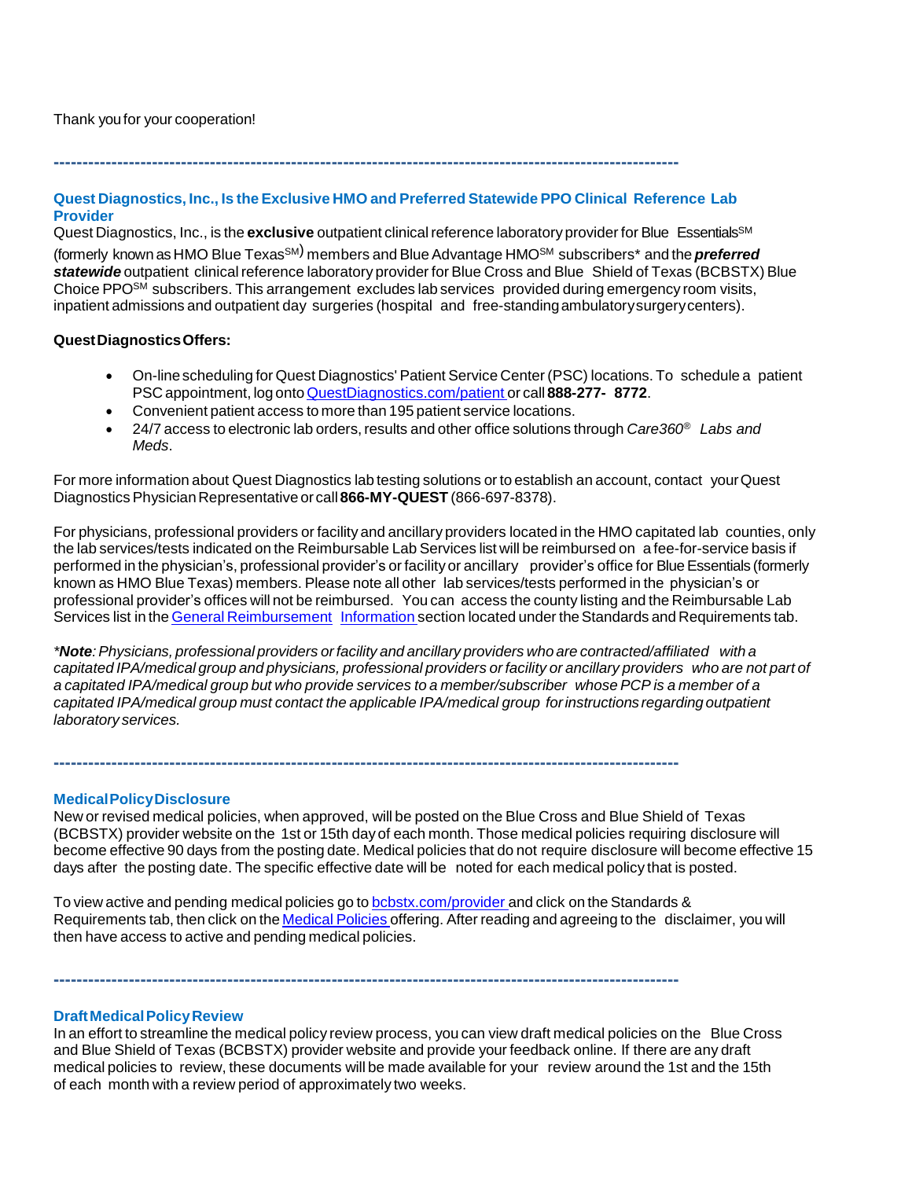Thank you for your cooperation!

---

### Quest Diagnostics, Inc., Is the Exclusive HMO and Preferred Statewide PPO Clinical Reference Lab Provider

Quest Diagnostics, Inc., is the **exclusive** outpatient clinical reference laboratory provider for Blue Essentials[SM] (formerly known as HMO Blue Texas[SM]) members and Blue Advantage HMO[SM] subscribers* and the ***preferred statewide*** outpatient clinical reference laboratory provider for Blue Cross and Blue Shield of Texas (BCBSTX) Blue Choice PPO[SM] subscribers. This arrangement excludes lab services provided during emergency room visits, inpatient admissions and outpatient day surgeries (hospital and free-standing ambulatory surgery centers).

**Quest Diagnostics Offers:**

- On-line scheduling for Quest Diagnostics' Patient Service Center (PSC) locations. To schedule a patient PSC appointment, log onto [QuestDiagnostics.com/patient](QuestDiagnostics.com/patient) or call **888-277- 8772**.
- Convenient patient access to more than 195 patient service locations.
- 24/7 access to electronic lab orders, results and other office solutions through *Care360® Labs and Meds*.

For more information about Quest Diagnostics lab testing solutions or to establish an account, contact your Quest Diagnostics Physician Representative or call **866-MY-QUEST** (866-697-8378).

For physicians, professional providers or facility and ancillary providers located in the HMO capitated lab counties, only the lab services/tests indicated on the Reimbursable Lab Services list will be reimbursed on a fee-for-service basis if performed in the physician's, professional provider's or facility or ancillary provider's office for Blue Essentials (formerly known as HMO Blue Texas) members. Please note all other lab services/tests performed in the physician's or professional provider's offices will not be reimbursed. You can access the county listing and the Reimbursable Lab Services list in the General Reimbursement Information section located under the Standards and Requirements tab.

****Note**: Physicians, professional providers or facility and ancillary providers who are contracted/affiliated with a capitated IPA/medical group and physicians, professional providers or facility or ancillary providers who are not part of a capitated IPA/medical group but who provide services to a member/subscriber whose PCP is a member of a capitated IPA/medical group must contact the applicable IPA/medical group for instructions regarding outpatient laboratory services.*

---

### Medical Policy Disclosure

New or revised medical policies, when approved, will be posted on the Blue Cross and Blue Shield of Texas (BCBSTX) provider website on the 1st or 15th day of each month. Those medical policies requiring disclosure will become effective 90 days from the posting date. Medical policies that do not require disclosure will become effective 15 days after the posting date. The specific effective date will be noted for each medical policy that is posted.

To view active and pending medical policies go to [bcbstx.com/provider](bcbstx.com/provider) and click on the Standards & Requirements tab, then click on the Medical Policies offering. After reading and agreeing to the disclaimer, you will then have access to active and pending medical policies.

---

### Draft Medical Policy Review

In an effort to streamline the medical policy review process, you can view draft medical policies on the Blue Cross and Blue Shield of Texas (BCBSTX) provider website and provide your feedback online. If there are any draft medical policies to review, these documents will be made available for your review around the 1st and the 15th of each month with a review period of approximately two weeks.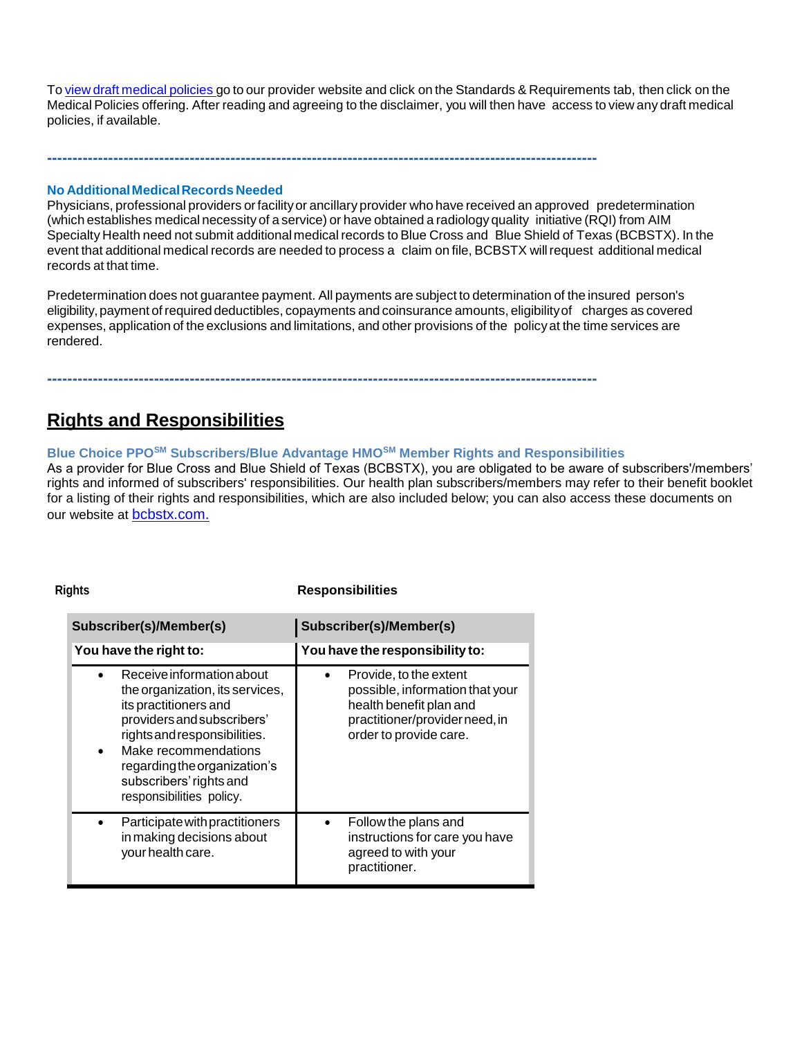To view draft medical policies go to our provider website and click on the Standards & Requirements tab, then click on the Medical Policies offering. After reading and agreeing to the disclaimer, you will then have access to view any draft medical policies, if available.

---

### No Additional Medical Records Needed

Physicians, professional providers or facility or ancillary provider who have received an approved predetermination (which establishes medical necessity of a service) or have obtained a radiology quality initiative (RQI) from AIM Specialty Health need not submit additional medical records to Blue Cross and Blue Shield of Texas (BCBSTX). In the event that additional medical records are needed to process a claim on file, BCBSTX will request additional medical records at that time.

Predetermination does not guarantee payment. All payments are subject to determination of the insured person's eligibility, payment of required deductibles, copayments and coinsurance amounts, eligibility of charges as covered expenses, application of the exclusions and limitations, and other provisions of the policy at the time services are rendered.

---

## Rights and Responsibilities

### Blue Choice PPO[SM] Subscribers/Blue Advantage HMO[SM] Member Rights and Responsibilities

As a provider for Blue Cross and Blue Shield of Texas (BCBSTX), you are obligated to be aware of subscribers'/members' rights and informed of subscribers' responsibilities. Our health plan subscribers/members may refer to their benefit booklet for a listing of their rights and responsibilities, which are also included below; you can also access these documents on our website at bcbstx.com.

| Rights | Responsibilities |
|---|---|
| **Subscriber(s)/Member(s)** | **Subscriber(s)/Member(s)** |
| **You have the right to:** | **You have the responsibility to:** |
| • Receive information about the organization, its services, its practitioners and providers and subscribers' rights and responsibilities.<br>• Make recommendations regarding the organization's subscribers' rights and responsibilities policy. | • Provide, to the extent possible, information that your health benefit plan and practitioner/provider need, in order to provide care. |
| • Participate with practitioners in making decisions about your health care. | • Follow the plans and instructions for care you have agreed to with your practitioner. |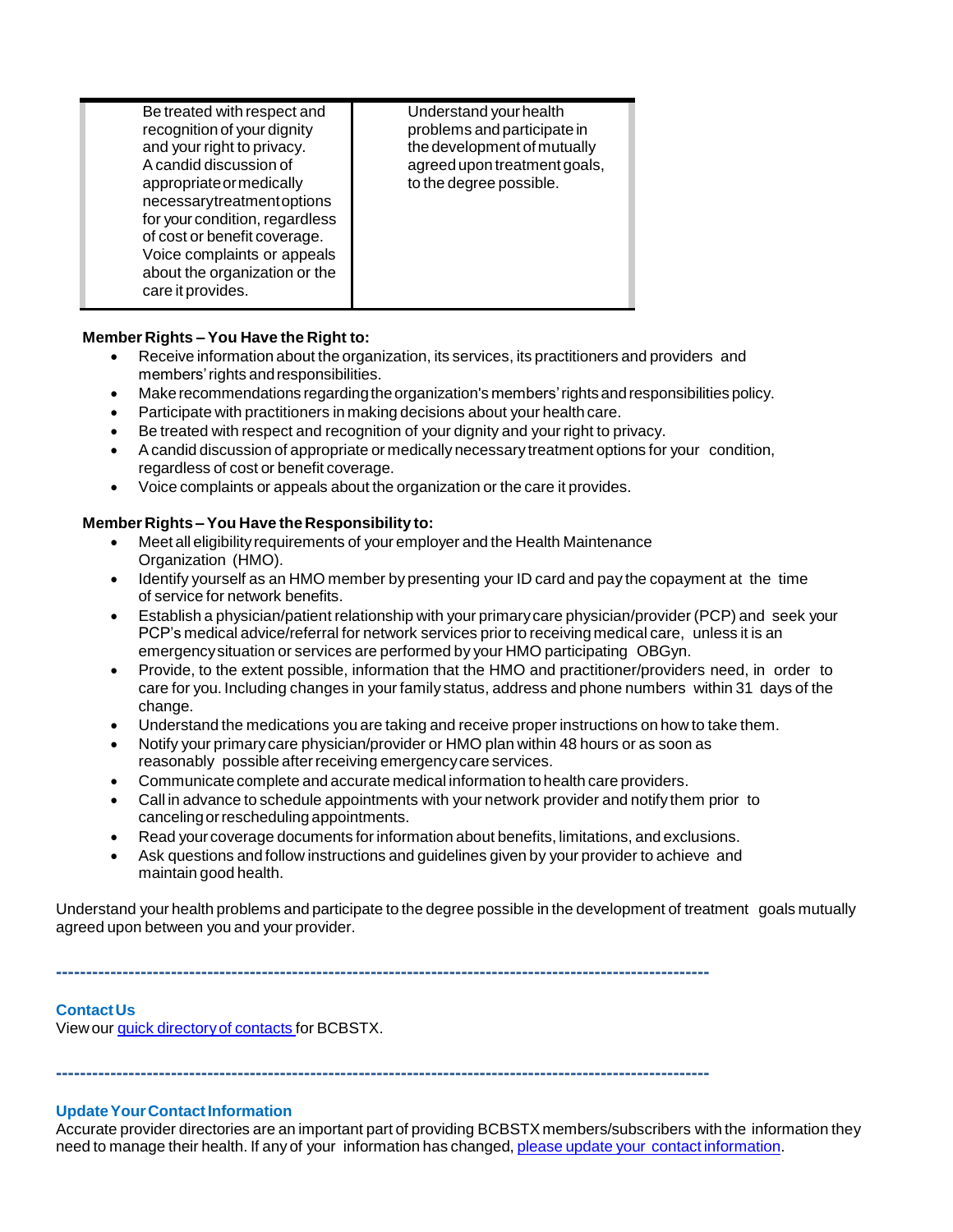| | |
|---|---|
| Be treated with respect and recognition of your dignity and your right to privacy.<br>A candid discussion of appropriate or medically necessary treatment options for your condition, regardless of cost or benefit coverage.<br>Voice complaints or appeals about the organization or the care it provides. | Understand your health problems and participate in the development of mutually agreed upon treatment goals, to the degree possible. |

**Member Rights – You Have the Right to:**

- Receive information about the organization, its services, its practitioners and providers and members' rights and responsibilities.
- Make recommendations regarding the organization's members' rights and responsibilities policy.
- Participate with practitioners in making decisions about your health care.
- Be treated with respect and recognition of your dignity and your right to privacy.
- A candid discussion of appropriate or medically necessary treatment options for your condition, regardless of cost or benefit coverage.
- Voice complaints or appeals about the organization or the care it provides.

**Member Rights – You Have the Responsibility to:**

- Meet all eligibility requirements of your employer and the Health Maintenance Organization (HMO).
- Identify yourself as an HMO member by presenting your ID card and pay the copayment at the time of service for network benefits.
- Establish a physician/patient relationship with your primary care physician/provider (PCP) and seek your PCP's medical advice/referral for network services prior to receiving medical care, unless it is an emergency situation or services are performed by your HMO participating OBGyn.
- Provide, to the extent possible, information that the HMO and practitioner/providers need, in order to care for you. Including changes in your family status, address and phone numbers within 31 days of the change.
- Understand the medications you are taking and receive proper instructions on how to take them.
- Notify your primary care physician/provider or HMO plan within 48 hours or as soon as reasonably possible after receiving emergency care services.
- Communicate complete and accurate medical information to health care providers.
- Call in advance to schedule appointments with your network provider and notify them prior to canceling or rescheduling appointments.
- Read your coverage documents for information about benefits, limitations, and exclusions.
- Ask questions and follow instructions and guidelines given by your provider to achieve and maintain good health.

Understand your health problems and participate to the degree possible in the development of treatment goals mutually agreed upon between you and your provider.

---

### Contact Us

View our quick directory of contacts for BCBSTX.

---

### Update Your Contact Information

Accurate provider directories are an important part of providing BCBSTX members/subscribers with the information they need to manage their health. If any of your information has changed, please update your contact information.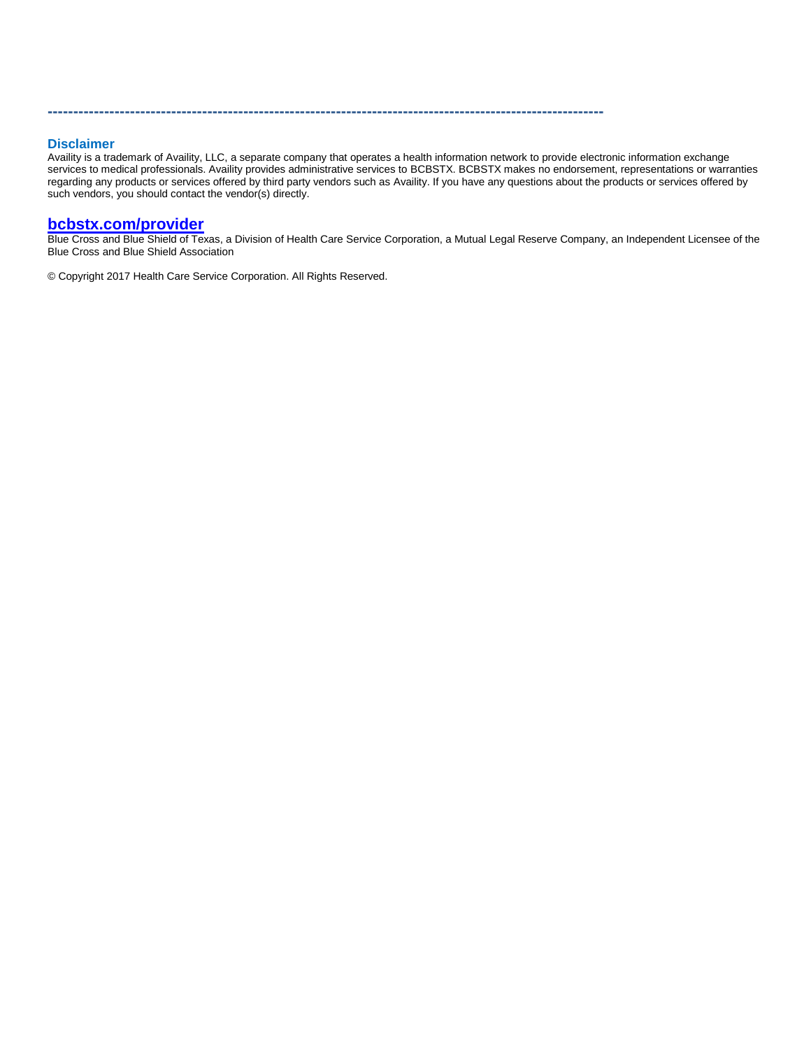---

### Disclaimer

Availity is a trademark of Availity, LLC, a separate company that operates a health information network to provide electronic information exchange services to medical professionals. Availity provides administrative services to BCBSTX. BCBSTX makes no endorsement, representations or warranties regarding any products or services offered by third party vendors such as Availity. If you have any questions about the products or services offered by such vendors, you should contact the vendor(s) directly.

## bcbstx.com/provider

Blue Cross and Blue Shield of Texas, a Division of Health Care Service Corporation, a Mutual Legal Reserve Company, an Independent Licensee of the Blue Cross and Blue Shield Association

© Copyright 2017 Health Care Service Corporation. All Rights Reserved.